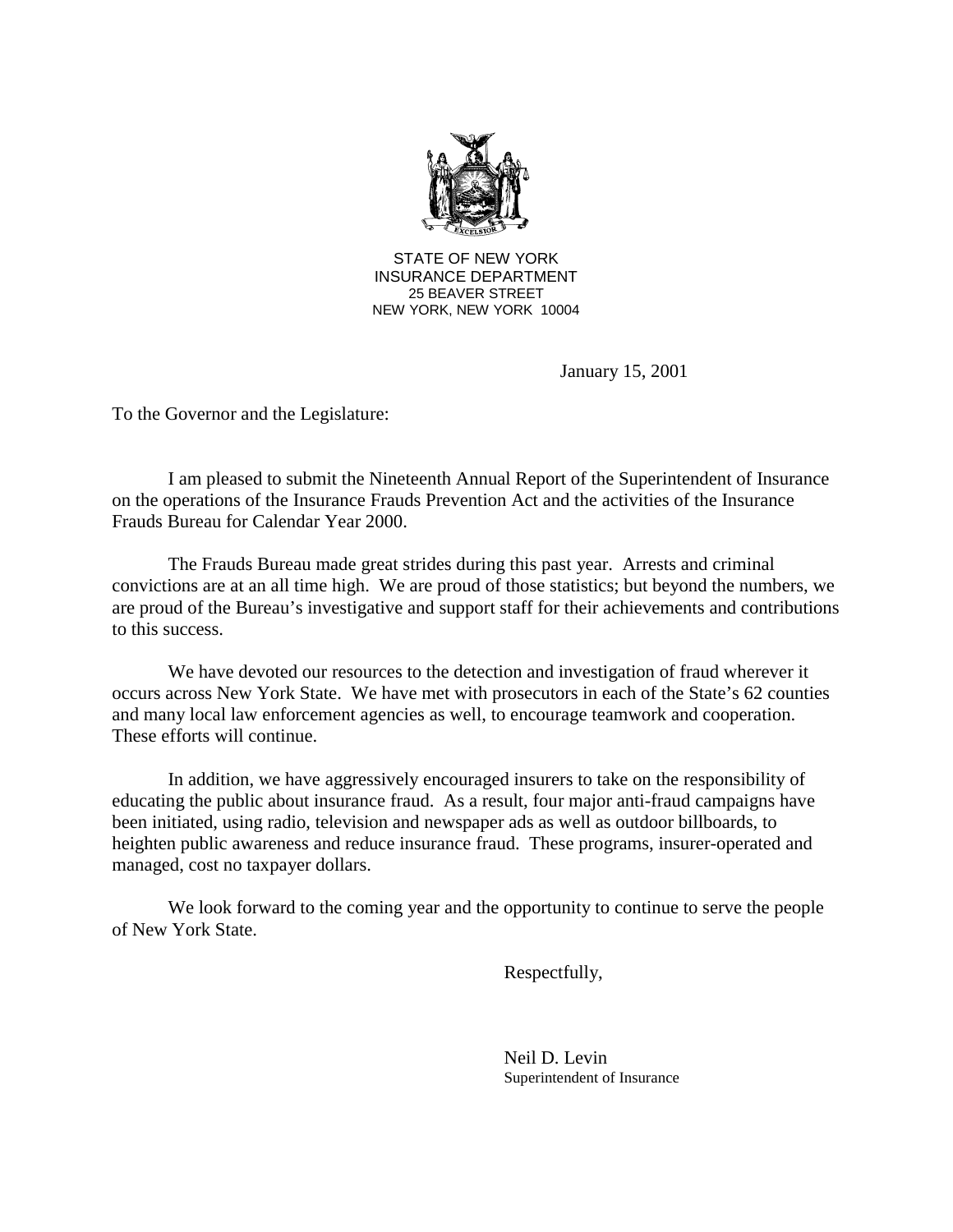STATE OF NEW YORK
INSURANCE DEPARTMENT
25 BEAVER STREET
NEW YORK, NEW YORK 10004

January 15, 2001

To the Governor and the Legislature:

I am pleased to submit the Nineteenth Annual Report of the Superintendent of Insurance on the operations of the Insurance Frauds Prevention Act and the activities of the Insurance Frauds Bureau for Calendar Year 2000.

The Frauds Bureau made great strides during this past year. Arrests and criminal convictions are at an all time high. We are proud of those statistics; but beyond the numbers, we are proud of the Bureau's investigative and support staff for their achievements and contributions to this success.

We have devoted our resources to the detection and investigation of fraud wherever it occurs across New York State. We have met with prosecutors in each of the State's 62 counties and many local law enforcement agencies as well, to encourage teamwork and cooperation. These efforts will continue.

In addition, we have aggressively encouraged insurers to take on the responsibility of educating the public about insurance fraud. As a result, four major anti-fraud campaigns have been initiated, using radio, television and newspaper ads as well as outdoor billboards, to heighten public awareness and reduce insurance fraud. These programs, insurer-operated and managed, cost no taxpayer dollars.

We look forward to the coming year and the opportunity to continue to serve the people of New York State.

Respectfully,

Neil D. Levin
Superintendent of Insurance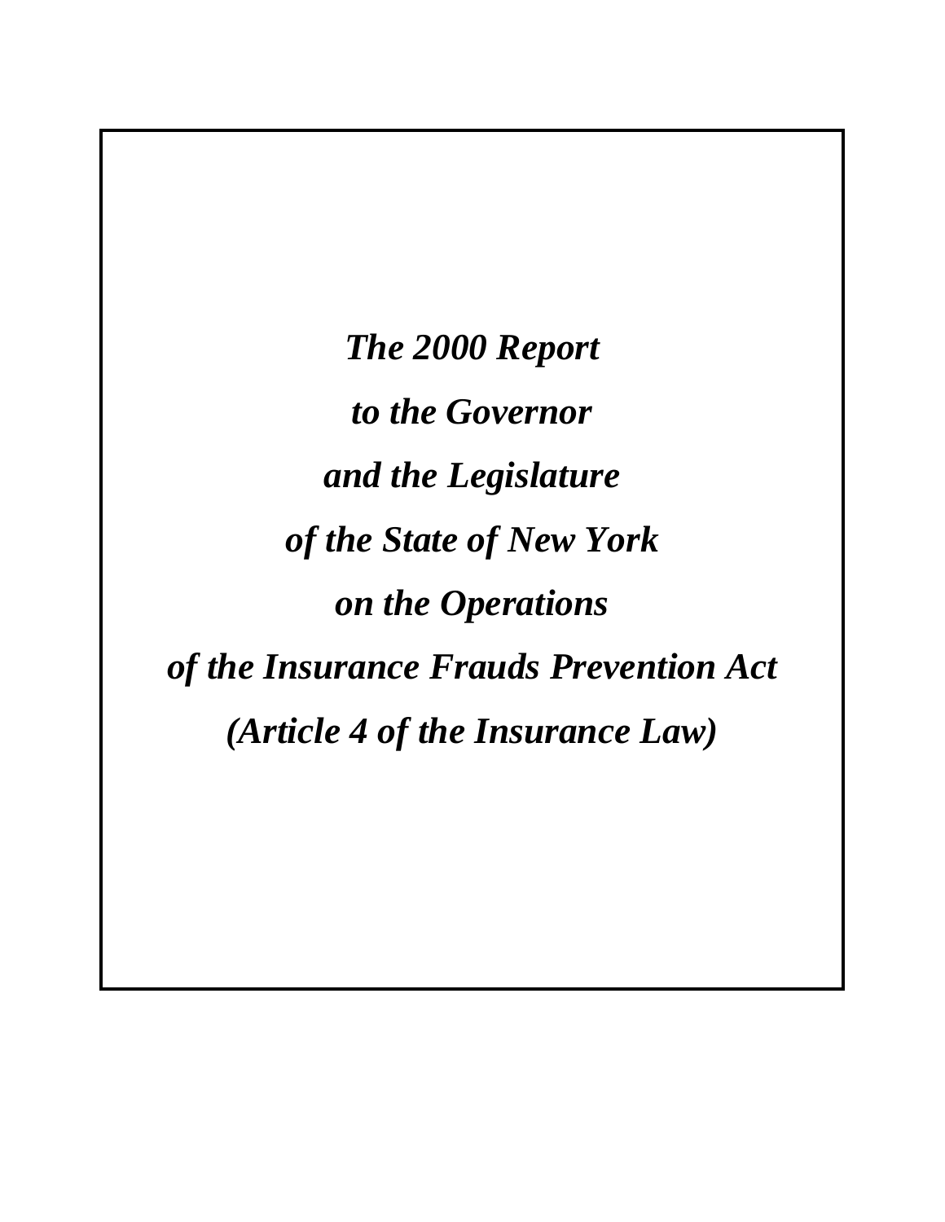# *The 2000 Report*
# *to the Governor*
# *and the Legislature*
# *of the State of New York*
# *on the Operations*
# *of the Insurance Frauds Prevention Act*
# *(Article 4 of the Insurance Law)*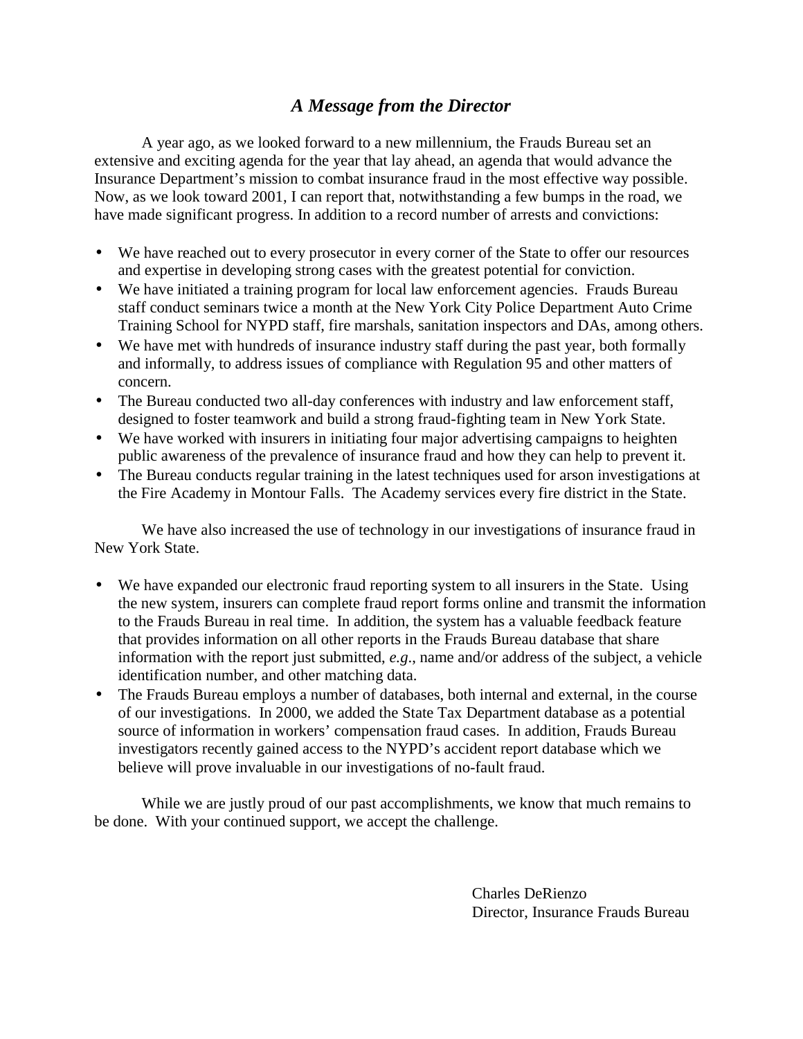## *A Message from the Director*

A year ago, as we looked forward to a new millennium, the Frauds Bureau set an extensive and exciting agenda for the year that lay ahead, an agenda that would advance the Insurance Department's mission to combat insurance fraud in the most effective way possible. Now, as we look toward 2001, I can report that, notwithstanding a few bumps in the road, we have made significant progress. In addition to a record number of arrests and convictions:

- We have reached out to every prosecutor in every corner of the State to offer our resources and expertise in developing strong cases with the greatest potential for conviction.
- We have initiated a training program for local law enforcement agencies. Frauds Bureau staff conduct seminars twice a month at the New York City Police Department Auto Crime Training School for NYPD staff, fire marshals, sanitation inspectors and DAs, among others.
- We have met with hundreds of insurance industry staff during the past year, both formally and informally, to address issues of compliance with Regulation 95 and other matters of concern.
- The Bureau conducted two all-day conferences with industry and law enforcement staff, designed to foster teamwork and build a strong fraud-fighting team in New York State.
- We have worked with insurers in initiating four major advertising campaigns to heighten public awareness of the prevalence of insurance fraud and how they can help to prevent it.
- The Bureau conducts regular training in the latest techniques used for arson investigations at the Fire Academy in Montour Falls. The Academy services every fire district in the State.

We have also increased the use of technology in our investigations of insurance fraud in New York State.

- We have expanded our electronic fraud reporting system to all insurers in the State. Using the new system, insurers can complete fraud report forms online and transmit the information to the Frauds Bureau in real time. In addition, the system has a valuable feedback feature that provides information on all other reports in the Frauds Bureau database that share information with the report just submitted, *e.g.*, name and/or address of the subject, a vehicle identification number, and other matching data.
- The Frauds Bureau employs a number of databases, both internal and external, in the course of our investigations. In 2000, we added the State Tax Department database as a potential source of information in workers' compensation fraud cases. In addition, Frauds Bureau investigators recently gained access to the NYPD's accident report database which we believe will prove invaluable in our investigations of no-fault fraud.

While we are justly proud of our past accomplishments, we know that much remains to be done. With your continued support, we accept the challenge.

Charles DeRienzo
Director, Insurance Frauds Bureau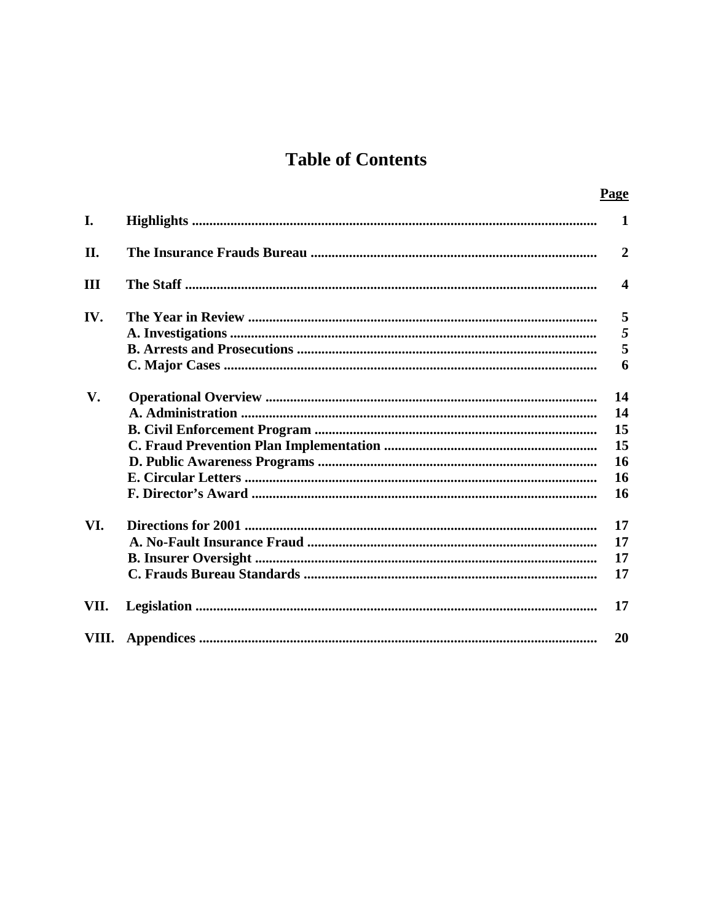# Table of Contents

| | | Page |
|---|---|---|
| I. | Highlights | 1 |
| II. | The Insurance Frauds Bureau | 2 |
| III | The Staff | 4 |
| IV. | The Year in Review | 5 |
| | A. Investigations | *5* |
| | B. Arrests and Prosecutions | 5 |
| | C. Major Cases | 6 |
| V. | Operational Overview | 14 |
| | A. Administration | 14 |
| | B. Civil Enforcement Program | 15 |
| | C. Fraud Prevention Plan Implementation | 15 |
| | D. Public Awareness Programs | 16 |
| | E. Circular Letters | 16 |
| | F. Director's Award | 16 |
| VI. | Directions for 2001 | 17 |
| | A. No-Fault Insurance Fraud | 17 |
| | B. Insurer Oversight | 17 |
| | C. Frauds Bureau Standards | 17 |
| VII. | Legislation | 17 |
| VIII. | Appendices | 20 |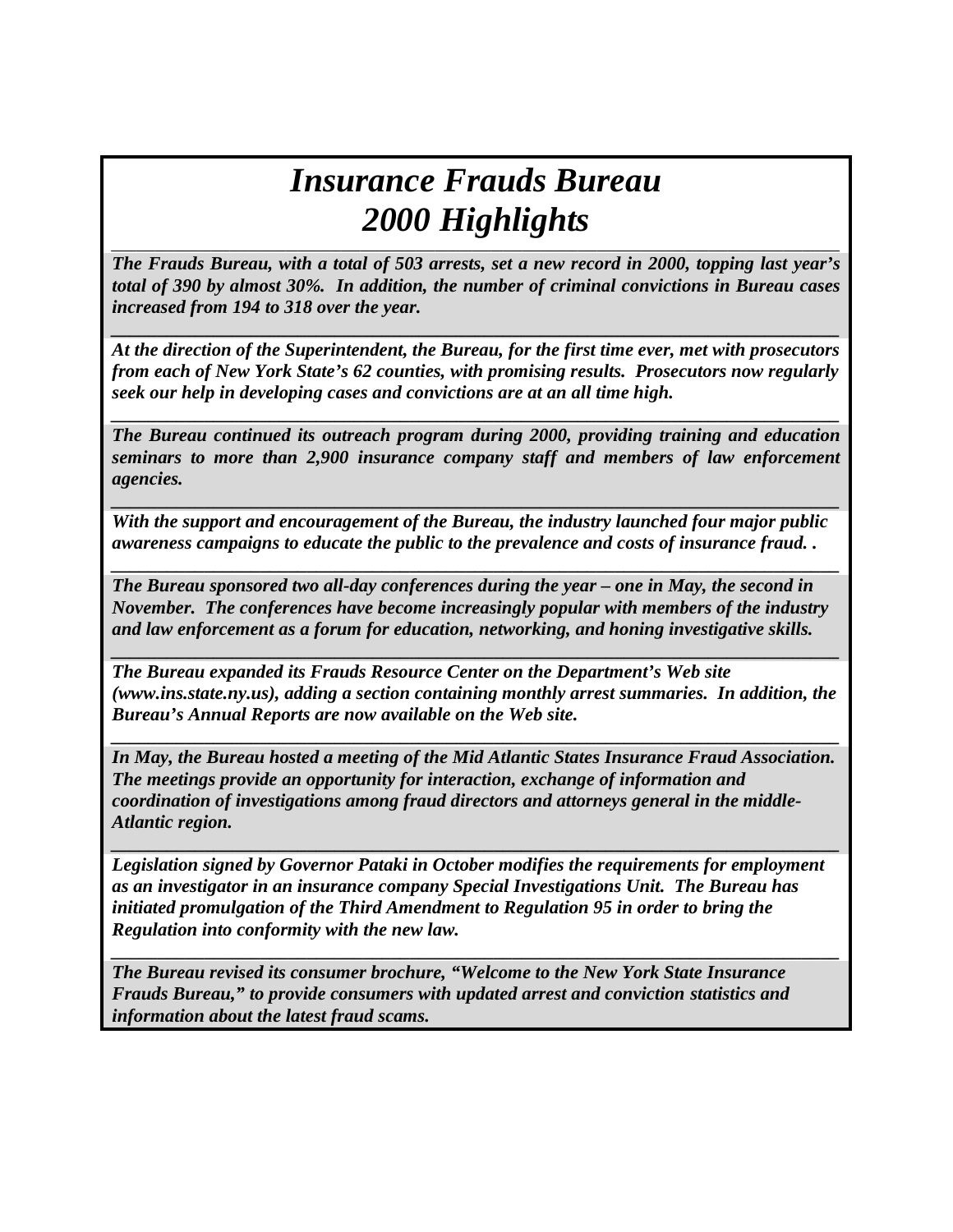# *Insurance Frauds Bureau*
# *2000 Highlights*

***The Frauds Bureau, with a total of 503 arrests, set a new record in 2000, topping last year's total of 390 by almost 30%. In addition, the number of criminal convictions in Bureau cases increased from 194 to 318 over the year.***

***At the direction of the Superintendent, the Bureau, for the first time ever, met with prosecutors from each of New York State's 62 counties, with promising results. Prosecutors now regularly seek our help in developing cases and convictions are at an all time high.***

***The Bureau continued its outreach program during 2000, providing training and education seminars to more than 2,900 insurance company staff and members of law enforcement agencies.***

***With the support and encouragement of the Bureau, the industry launched four major public awareness campaigns to educate the public to the prevalence and costs of insurance fraud. .***

***The Bureau sponsored two all-day conferences during the year – one in May, the second in November. The conferences have become increasingly popular with members of the industry and law enforcement as a forum for education, networking, and honing investigative skills.***

***The Bureau expanded its Frauds Resource Center on the Department's Web site (www.ins.state.ny.us), adding a section containing monthly arrest summaries. In addition, the Bureau's Annual Reports are now available on the Web site.***

***In May, the Bureau hosted a meeting of the Mid Atlantic States Insurance Fraud Association. The meetings provide an opportunity for interaction, exchange of information and coordination of investigations among fraud directors and attorneys general in the middle-Atlantic region.***

***Legislation signed by Governor Pataki in October modifies the requirements for employment as an investigator in an insurance company Special Investigations Unit. The Bureau has initiated promulgation of the Third Amendment to Regulation 95 in order to bring the Regulation into conformity with the new law.***

***The Bureau revised its consumer brochure, "Welcome to the New York State Insurance Frauds Bureau," to provide consumers with updated arrest and conviction statistics and information about the latest fraud scams.***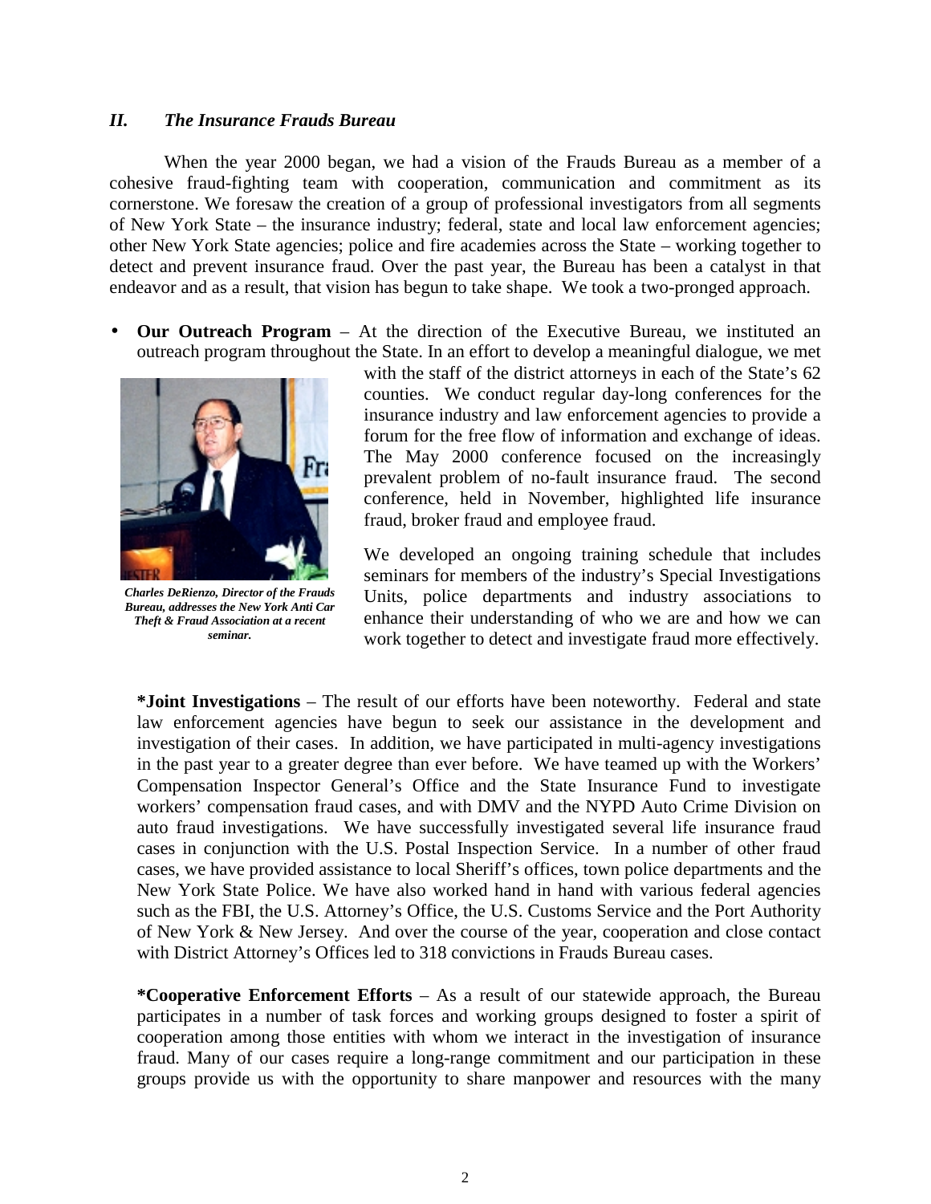## *II. The Insurance Frauds Bureau*

When the year 2000 began, we had a vision of the Frauds Bureau as a member of a cohesive fraud-fighting team with cooperation, communication and commitment as its cornerstone. We foresaw the creation of a group of professional investigators from all segments of New York State – the insurance industry; federal, state and local law enforcement agencies; other New York State agencies; police and fire academies across the State – working together to detect and prevent insurance fraud. Over the past year, the Bureau has been a catalyst in that endeavor and as a result, that vision has begun to take shape. We took a two-pronged approach.

- **Our Outreach Program** – At the direction of the Executive Bureau, we instituted an outreach program throughout the State. In an effort to develop a meaningful dialogue, we met with the staff of the district attorneys in each of the State's 62 counties. We conduct regular day-long conferences for the insurance industry and law enforcement agencies to provide a forum for the free flow of information and exchange of ideas. The May 2000 conference focused on the increasingly prevalent problem of no-fault insurance fraud. The second conference, held in November, highlighted life insurance fraud, broker fraud and employee fraud.

  We developed an ongoing training schedule that includes seminars for members of the industry's Special Investigations Units, police departments and industry associations to enhance their understanding of who we are and how we can work together to detect and investigate fraud more effectively.

***Charles DeRienzo, Director of the Frauds Bureau, addresses the New York Anti Car Theft & Fraud Association at a recent seminar.***

**\*Joint Investigations** – The result of our efforts have been noteworthy. Federal and state law enforcement agencies have begun to seek our assistance in the development and investigation of their cases. In addition, we have participated in multi-agency investigations in the past year to a greater degree than ever before. We have teamed up with the Workers' Compensation Inspector General's Office and the State Insurance Fund to investigate workers' compensation fraud cases, and with DMV and the NYPD Auto Crime Division on auto fraud investigations. We have successfully investigated several life insurance fraud cases in conjunction with the U.S. Postal Inspection Service. In a number of other fraud cases, we have provided assistance to local Sheriff's offices, town police departments and the New York State Police. We have also worked hand in hand with various federal agencies such as the FBI, the U.S. Attorney's Office, the U.S. Customs Service and the Port Authority of New York & New Jersey. And over the course of the year, cooperation and close contact with District Attorney's Offices led to 318 convictions in Frauds Bureau cases.

**\*Cooperative Enforcement Efforts** – As a result of our statewide approach, the Bureau participates in a number of task forces and working groups designed to foster a spirit of cooperation among those entities with whom we interact in the investigation of insurance fraud. Many of our cases require a long-range commitment and our participation in these groups provide us with the opportunity to share manpower and resources with the many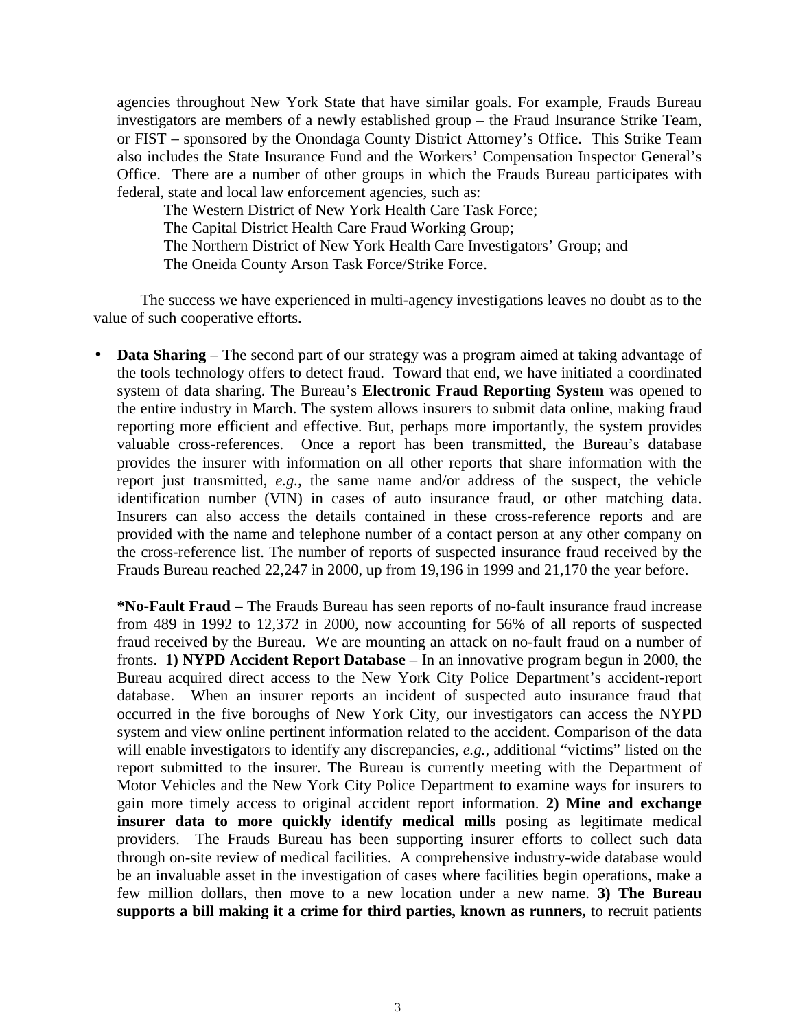agencies throughout New York State that have similar goals. For example, Frauds Bureau investigators are members of a newly established group – the Fraud Insurance Strike Team, or FIST – sponsored by the Onondaga County District Attorney's Office. This Strike Team also includes the State Insurance Fund and the Workers' Compensation Inspector General's Office. There are a number of other groups in which the Frauds Bureau participates with federal, state and local law enforcement agencies, such as:

The Western District of New York Health Care Task Force;
The Capital District Health Care Fraud Working Group;
The Northern District of New York Health Care Investigators' Group; and
The Oneida County Arson Task Force/Strike Force.

The success we have experienced in multi-agency investigations leaves no doubt as to the value of such cooperative efforts.

- **Data Sharing** – The second part of our strategy was a program aimed at taking advantage of the tools technology offers to detect fraud. Toward that end, we have initiated a coordinated system of data sharing. The Bureau's **Electronic Fraud Reporting System** was opened to the entire industry in March. The system allows insurers to submit data online, making fraud reporting more efficient and effective. But, perhaps more importantly, the system provides valuable cross-references. Once a report has been transmitted, the Bureau's database provides the insurer with information on all other reports that share information with the report just transmitted, *e.g.,* the same name and/or address of the suspect, the vehicle identification number (VIN) in cases of auto insurance fraud, or other matching data. Insurers can also access the details contained in these cross-reference reports and are provided with the name and telephone number of a contact person at any other company on the cross-reference list. The number of reports of suspected insurance fraud received by the Frauds Bureau reached 22,247 in 2000, up from 19,196 in 1999 and 21,170 the year before.

  ***No-Fault Fraud –** The Frauds Bureau has seen reports of no-fault insurance fraud increase from 489 in 1992 to 12,372 in 2000, now accounting for 56% of all reports of suspected fraud received by the Bureau. We are mounting an attack on no-fault fraud on a number of fronts. **1) NYPD Accident Report Database** – In an innovative program begun in 2000, the Bureau acquired direct access to the New York City Police Department's accident-report database. When an insurer reports an incident of suspected auto insurance fraud that occurred in the five boroughs of New York City, our investigators can access the NYPD system and view online pertinent information related to the accident. Comparison of the data will enable investigators to identify any discrepancies, *e.g.,* additional "victims" listed on the report submitted to the insurer. The Bureau is currently meeting with the Department of Motor Vehicles and the New York City Police Department to examine ways for insurers to gain more timely access to original accident report information. **2) Mine and exchange insurer data to more quickly identify medical mills** posing as legitimate medical providers. The Frauds Bureau has been supporting insurer efforts to collect such data through on-site review of medical facilities. A comprehensive industry-wide database would be an invaluable asset in the investigation of cases where facilities begin operations, make a few million dollars, then move to a new location under a new name. **3) The Bureau supports a bill making it a crime for third parties, known as runners,** to recruit patients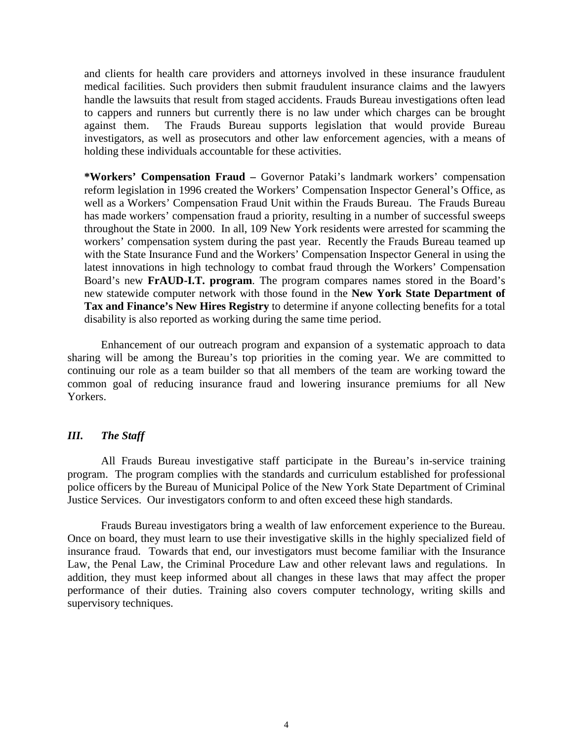and clients for health care providers and attorneys involved in these insurance fraudulent medical facilities. Such providers then submit fraudulent insurance claims and the lawyers handle the lawsuits that result from staged accidents. Frauds Bureau investigations often lead to cappers and runners but currently there is no law under which charges can be brought against them. The Frauds Bureau supports legislation that would provide Bureau investigators, as well as prosecutors and other law enforcement agencies, with a means of holding these individuals accountable for these activities.

**\*Workers' Compensation Fraud –** Governor Pataki's landmark workers' compensation reform legislation in 1996 created the Workers' Compensation Inspector General's Office, as well as a Workers' Compensation Fraud Unit within the Frauds Bureau. The Frauds Bureau has made workers' compensation fraud a priority, resulting in a number of successful sweeps throughout the State in 2000. In all, 109 New York residents were arrested for scamming the workers' compensation system during the past year. Recently the Frauds Bureau teamed up with the State Insurance Fund and the Workers' Compensation Inspector General in using the latest innovations in high technology to combat fraud through the Workers' Compensation Board's new **FrAUD-I.T. program**. The program compares names stored in the Board's new statewide computer network with those found in the **New York State Department of Tax and Finance's New Hires Registry** to determine if anyone collecting benefits for a total disability is also reported as working during the same time period.

Enhancement of our outreach program and expansion of a systematic approach to data sharing will be among the Bureau's top priorities in the coming year. We are committed to continuing our role as a team builder so that all members of the team are working toward the common goal of reducing insurance fraud and lowering insurance premiums for all New Yorkers.

## *III. The Staff*

All Frauds Bureau investigative staff participate in the Bureau's in-service training program. The program complies with the standards and curriculum established for professional police officers by the Bureau of Municipal Police of the New York State Department of Criminal Justice Services. Our investigators conform to and often exceed these high standards.

Frauds Bureau investigators bring a wealth of law enforcement experience to the Bureau. Once on board, they must learn to use their investigative skills in the highly specialized field of insurance fraud. Towards that end, our investigators must become familiar with the Insurance Law, the Penal Law, the Criminal Procedure Law and other relevant laws and regulations. In addition, they must keep informed about all changes in these laws that may affect the proper performance of their duties. Training also covers computer technology, writing skills and supervisory techniques.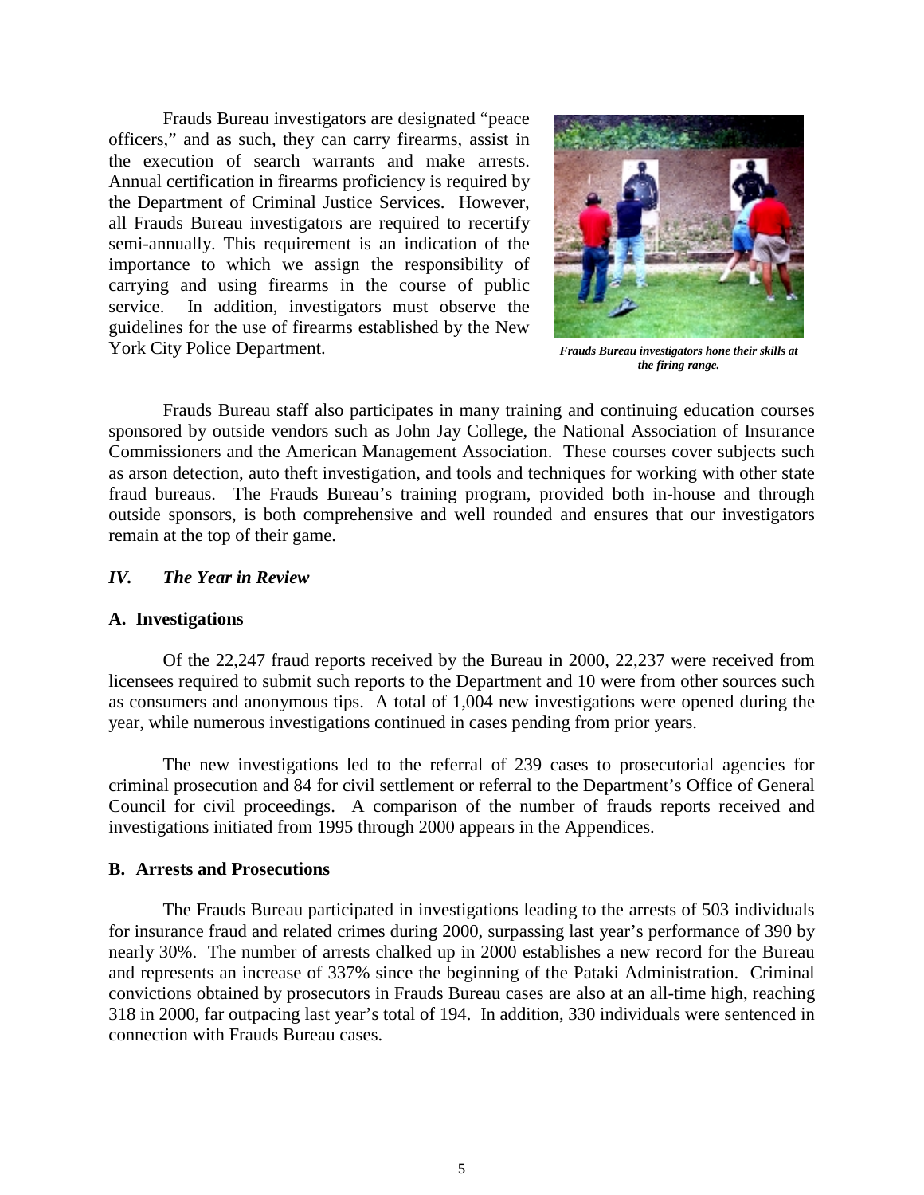Frauds Bureau investigators are designated "peace officers," and as such, they can carry firearms, assist in the execution of search warrants and make arrests. Annual certification in firearms proficiency is required by the Department of Criminal Justice Services. However, all Frauds Bureau investigators are required to recertify semi-annually. This requirement is an indication of the importance to which we assign the responsibility of carrying and using firearms in the course of public service. In addition, investigators must observe the guidelines for the use of firearms established by the New York City Police Department.

***Frauds Bureau investigators hone their skills at the firing range.***

Frauds Bureau staff also participates in many training and continuing education courses sponsored by outside vendors such as John Jay College, the National Association of Insurance Commissioners and the American Management Association. These courses cover subjects such as arson detection, auto theft investigation, and tools and techniques for working with other state fraud bureaus. The Frauds Bureau's training program, provided both in-house and through outside sponsors, is both comprehensive and well rounded and ensures that our investigators remain at the top of their game.

## *IV. The Year in Review*

### A. Investigations

Of the 22,247 fraud reports received by the Bureau in 2000, 22,237 were received from licensees required to submit such reports to the Department and 10 were from other sources such as consumers and anonymous tips. A total of 1,004 new investigations were opened during the year, while numerous investigations continued in cases pending from prior years.

The new investigations led to the referral of 239 cases to prosecutorial agencies for criminal prosecution and 84 for civil settlement or referral to the Department's Office of General Council for civil proceedings. A comparison of the number of frauds reports received and investigations initiated from 1995 through 2000 appears in the Appendices.

### B. Arrests and Prosecutions

The Frauds Bureau participated in investigations leading to the arrests of 503 individuals for insurance fraud and related crimes during 2000, surpassing last year's performance of 390 by nearly 30%. The number of arrests chalked up in 2000 establishes a new record for the Bureau and represents an increase of 337% since the beginning of the Pataki Administration. Criminal convictions obtained by prosecutors in Frauds Bureau cases are also at an all-time high, reaching 318 in 2000, far outpacing last year's total of 194. In addition, 330 individuals were sentenced in connection with Frauds Bureau cases.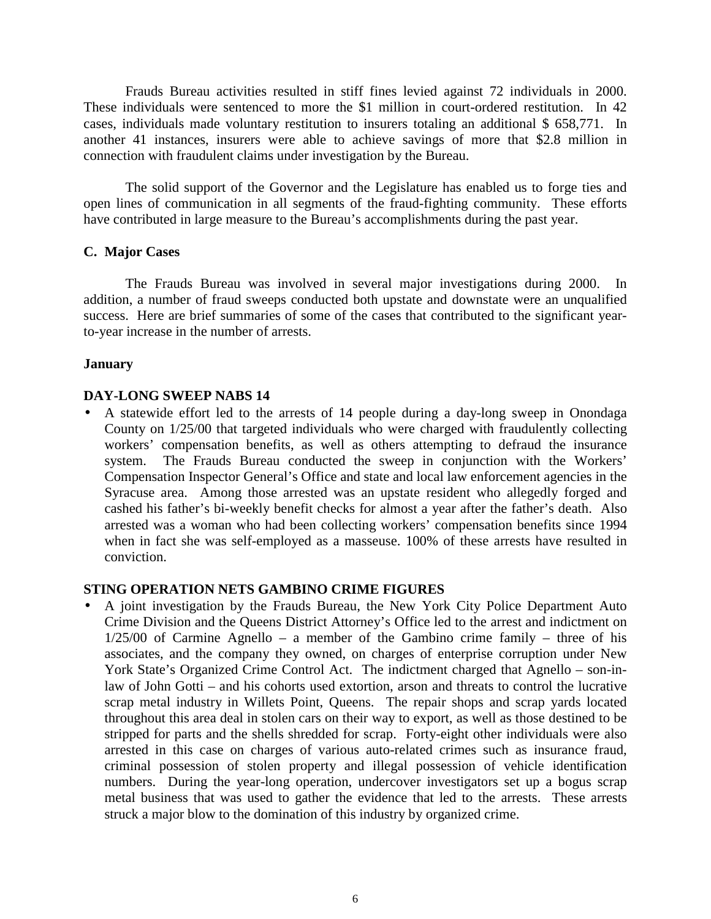Frauds Bureau activities resulted in stiff fines levied against 72 individuals in 2000. These individuals were sentenced to more the $1 million in court-ordered restitution. In 42 cases, individuals made voluntary restitution to insurers totaling an additional $ 658,771. In another 41 instances, insurers were able to achieve savings of more that $2.8 million in connection with fraudulent claims under investigation by the Bureau.

The solid support of the Governor and the Legislature has enabled us to forge ties and open lines of communication in all segments of the fraud-fighting community. These efforts have contributed in large measure to the Bureau's accomplishments during the past year.

**C. Major Cases**

The Frauds Bureau was involved in several major investigations during 2000. In addition, a number of fraud sweeps conducted both upstate and downstate were an unqualified success. Here are brief summaries of some of the cases that contributed to the significant year-to-year increase in the number of arrests.

**January**

**DAY-LONG SWEEP NABS 14**

- A statewide effort led to the arrests of 14 people during a day-long sweep in Onondaga County on 1/25/00 that targeted individuals who were charged with fraudulently collecting workers' compensation benefits, as well as others attempting to defraud the insurance system. The Frauds Bureau conducted the sweep in conjunction with the Workers' Compensation Inspector General's Office and state and local law enforcement agencies in the Syracuse area. Among those arrested was an upstate resident who allegedly forged and cashed his father's bi-weekly benefit checks for almost a year after the father's death. Also arrested was a woman who had been collecting workers' compensation benefits since 1994 when in fact she was self-employed as a masseuse. 100% of these arrests have resulted in conviction.

**STING OPERATION NETS GAMBINO CRIME FIGURES**

- A joint investigation by the Frauds Bureau, the New York City Police Department Auto Crime Division and the Queens District Attorney's Office led to the arrest and indictment on 1/25/00 of Carmine Agnello – a member of the Gambino crime family – three of his associates, and the company they owned, on charges of enterprise corruption under New York State's Organized Crime Control Act. The indictment charged that Agnello – son-in-law of John Gotti – and his cohorts used extortion, arson and threats to control the lucrative scrap metal industry in Willets Point, Queens. The repair shops and scrap yards located throughout this area deal in stolen cars on their way to export, as well as those destined to be stripped for parts and the shells shredded for scrap. Forty-eight other individuals were also arrested in this case on charges of various auto-related crimes such as insurance fraud, criminal possession of stolen property and illegal possession of vehicle identification numbers. During the year-long operation, undercover investigators set up a bogus scrap metal business that was used to gather the evidence that led to the arrests. These arrests struck a major blow to the domination of this industry by organized crime.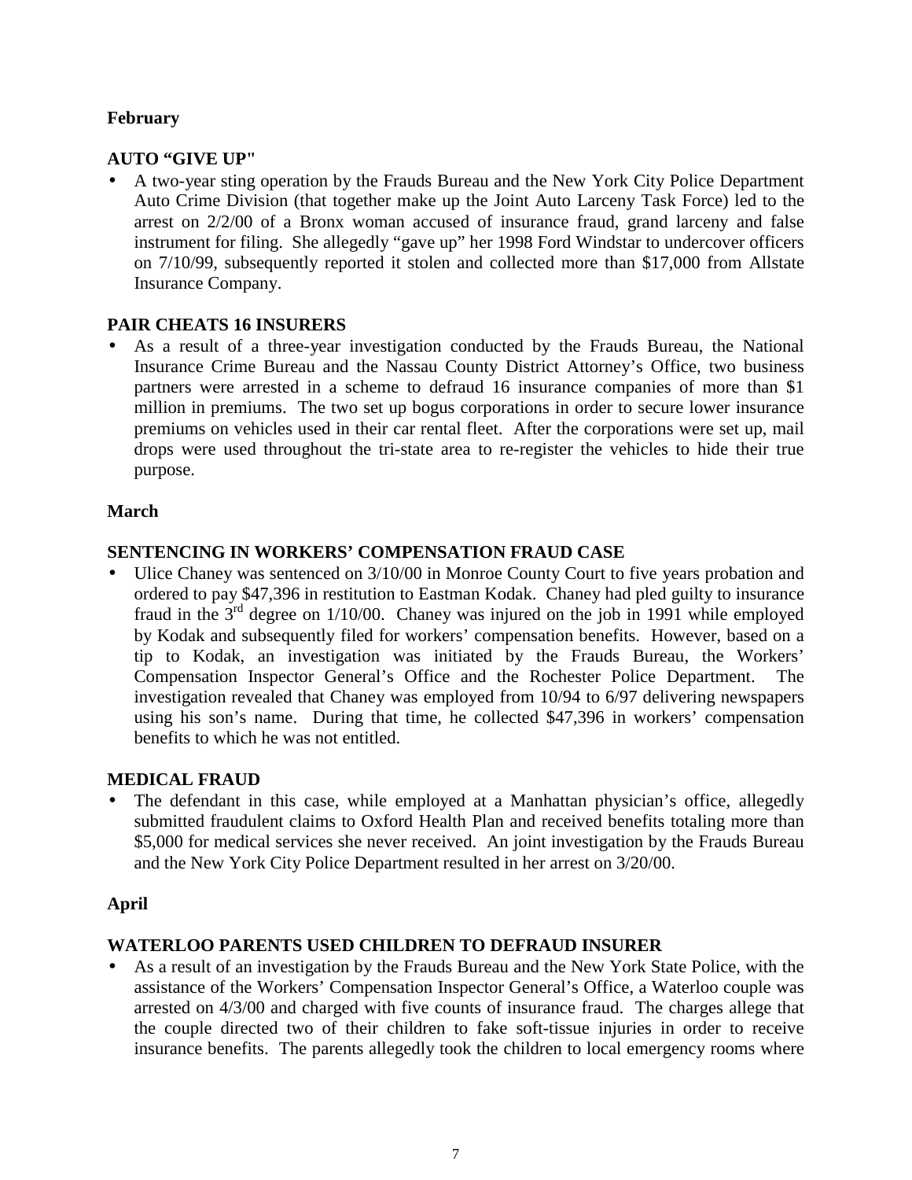**February**

**AUTO "GIVE UP"**

- A two-year sting operation by the Frauds Bureau and the New York City Police Department Auto Crime Division (that together make up the Joint Auto Larceny Task Force) led to the arrest on 2/2/00 of a Bronx woman accused of insurance fraud, grand larceny and false instrument for filing. She allegedly "gave up" her 1998 Ford Windstar to undercover officers on 7/10/99, subsequently reported it stolen and collected more than $17,000 from Allstate Insurance Company.

**PAIR CHEATS 16 INSURERS**

- As a result of a three-year investigation conducted by the Frauds Bureau, the National Insurance Crime Bureau and the Nassau County District Attorney's Office, two business partners were arrested in a scheme to defraud 16 insurance companies of more than $1 million in premiums. The two set up bogus corporations in order to secure lower insurance premiums on vehicles used in their car rental fleet. After the corporations were set up, mail drops were used throughout the tri-state area to re-register the vehicles to hide their true purpose.

**March**

**SENTENCING IN WORKERS' COMPENSATION FRAUD CASE**

- Ulice Chaney was sentenced on 3/10/00 in Monroe County Court to five years probation and ordered to pay $47,396 in restitution to Eastman Kodak. Chaney had pled guilty to insurance fraud in the 3rd degree on 1/10/00. Chaney was injured on the job in 1991 while employed by Kodak and subsequently filed for workers' compensation benefits. However, based on a tip to Kodak, an investigation was initiated by the Frauds Bureau, the Workers' Compensation Inspector General's Office and the Rochester Police Department. The investigation revealed that Chaney was employed from 10/94 to 6/97 delivering newspapers using his son's name. During that time, he collected $47,396 in workers' compensation benefits to which he was not entitled.

**MEDICAL FRAUD**

- The defendant in this case, while employed at a Manhattan physician's office, allegedly submitted fraudulent claims to Oxford Health Plan and received benefits totaling more than $5,000 for medical services she never received. An joint investigation by the Frauds Bureau and the New York City Police Department resulted in her arrest on 3/20/00.

**April**

**WATERLOO PARENTS USED CHILDREN TO DEFRAUD INSURER**

- As a result of an investigation by the Frauds Bureau and the New York State Police, with the assistance of the Workers' Compensation Inspector General's Office, a Waterloo couple was arrested on 4/3/00 and charged with five counts of insurance fraud. The charges allege that the couple directed two of their children to fake soft-tissue injuries in order to receive insurance benefits. The parents allegedly took the children to local emergency rooms where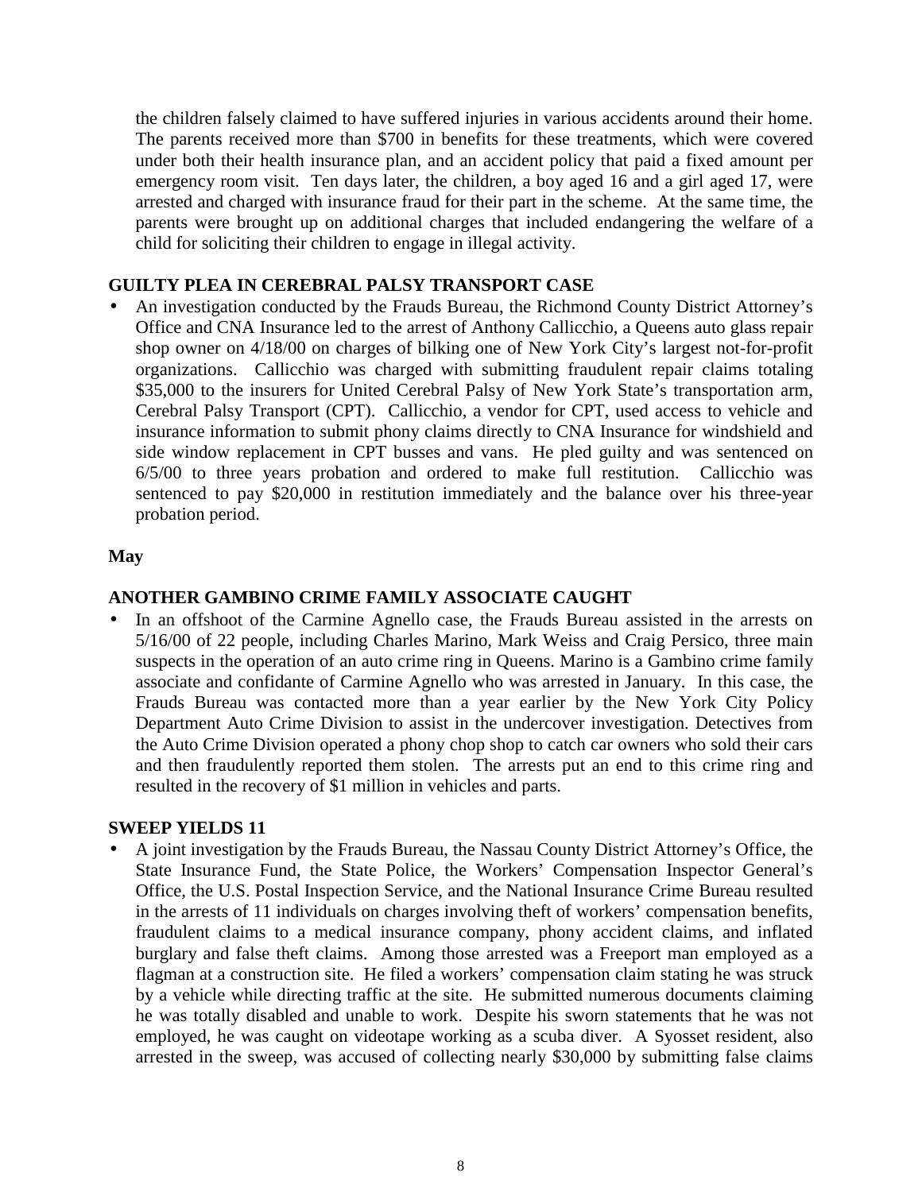the children falsely claimed to have suffered injuries in various accidents around their home. The parents received more than $700 in benefits for these treatments, which were covered under both their health insurance plan, and an accident policy that paid a fixed amount per emergency room visit. Ten days later, the children, a boy aged 16 and a girl aged 17, were arrested and charged with insurance fraud for their part in the scheme. At the same time, the parents were brought up on additional charges that included endangering the welfare of a child for soliciting their children to engage in illegal activity.

**GUILTY PLEA IN CEREBRAL PALSY TRANSPORT CASE**

- An investigation conducted by the Frauds Bureau, the Richmond County District Attorney's Office and CNA Insurance led to the arrest of Anthony Callicchio, a Queens auto glass repair shop owner on 4/18/00 on charges of bilking one of New York City's largest not-for-profit organizations. Callicchio was charged with submitting fraudulent repair claims totaling $35,000 to the insurers for United Cerebral Palsy of New York State's transportation arm, Cerebral Palsy Transport (CPT). Callicchio, a vendor for CPT, used access to vehicle and insurance information to submit phony claims directly to CNA Insurance for windshield and side window replacement in CPT busses and vans. He pled guilty and was sentenced on 6/5/00 to three years probation and ordered to make full restitution. Callicchio was sentenced to pay $20,000 in restitution immediately and the balance over his three-year probation period.

**May**

**ANOTHER GAMBINO CRIME FAMILY ASSOCIATE CAUGHT**

- In an offshoot of the Carmine Agnello case, the Frauds Bureau assisted in the arrests on 5/16/00 of 22 people, including Charles Marino, Mark Weiss and Craig Persico, three main suspects in the operation of an auto crime ring in Queens. Marino is a Gambino crime family associate and confidante of Carmine Agnello who was arrested in January. In this case, the Frauds Bureau was contacted more than a year earlier by the New York City Policy Department Auto Crime Division to assist in the undercover investigation. Detectives from the Auto Crime Division operated a phony chop shop to catch car owners who sold their cars and then fraudulently reported them stolen. The arrests put an end to this crime ring and resulted in the recovery of $1 million in vehicles and parts.

**SWEEP YIELDS 11**

- A joint investigation by the Frauds Bureau, the Nassau County District Attorney's Office, the State Insurance Fund, the State Police, the Workers' Compensation Inspector General's Office, the U.S. Postal Inspection Service, and the National Insurance Crime Bureau resulted in the arrests of 11 individuals on charges involving theft of workers' compensation benefits, fraudulent claims to a medical insurance company, phony accident claims, and inflated burglary and false theft claims. Among those arrested was a Freeport man employed as a flagman at a construction site. He filed a workers' compensation claim stating he was struck by a vehicle while directing traffic at the site. He submitted numerous documents claiming he was totally disabled and unable to work. Despite his sworn statements that he was not employed, he was caught on videotape working as a scuba diver. A Syosset resident, also arrested in the sweep, was accused of collecting nearly $30,000 by submitting false claims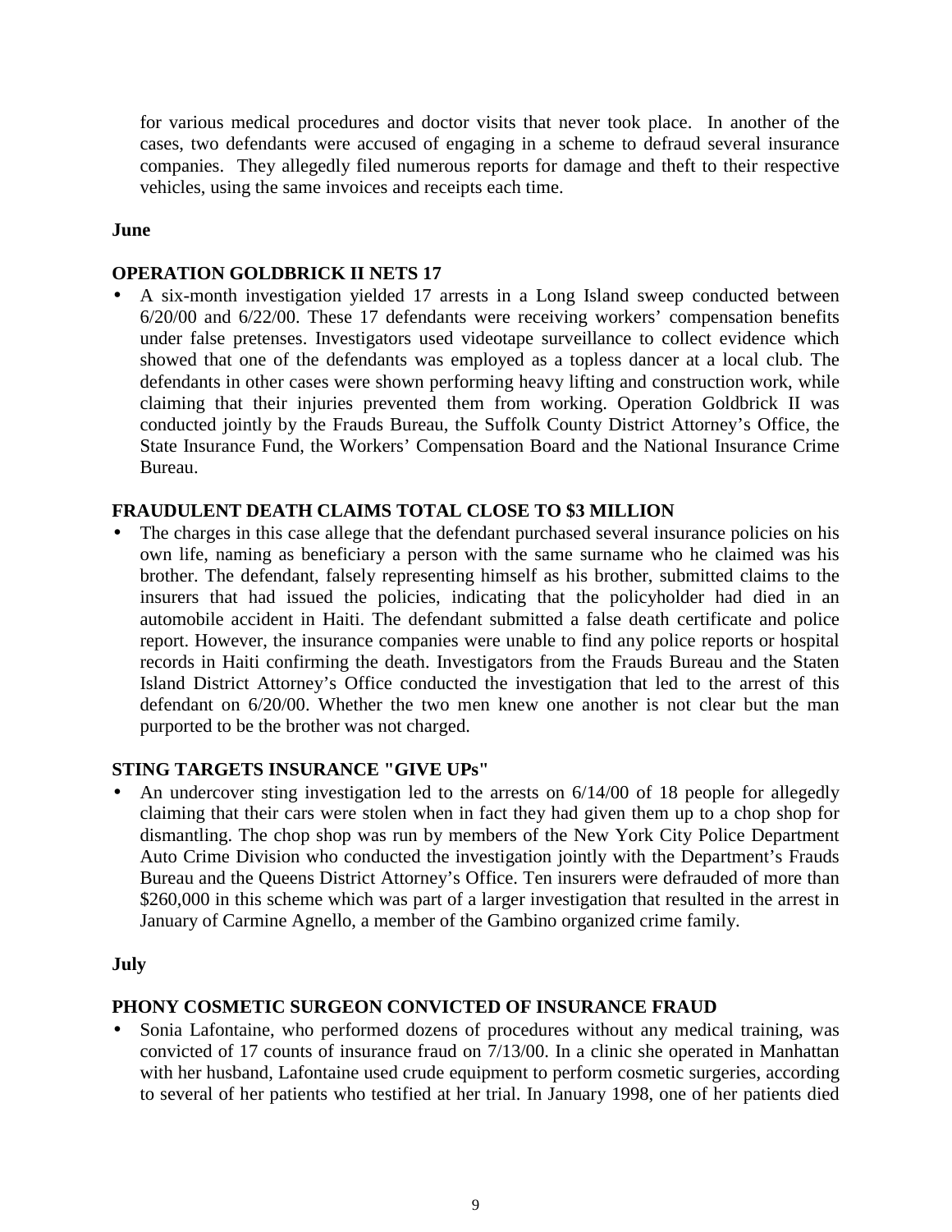for various medical procedures and doctor visits that never took place. In another of the cases, two defendants were accused of engaging in a scheme to defraud several insurance companies. They allegedly filed numerous reports for damage and theft to their respective vehicles, using the same invoices and receipts each time.

**June**

**OPERATION GOLDBRICK II NETS 17**

- A six-month investigation yielded 17 arrests in a Long Island sweep conducted between 6/20/00 and 6/22/00. These 17 defendants were receiving workers' compensation benefits under false pretenses. Investigators used videotape surveillance to collect evidence which showed that one of the defendants was employed as a topless dancer at a local club. The defendants in other cases were shown performing heavy lifting and construction work, while claiming that their injuries prevented them from working. Operation Goldbrick II was conducted jointly by the Frauds Bureau, the Suffolk County District Attorney's Office, the State Insurance Fund, the Workers' Compensation Board and the National Insurance Crime Bureau.

**FRAUDULENT DEATH CLAIMS TOTAL CLOSE TO $3 MILLION**

- The charges in this case allege that the defendant purchased several insurance policies on his own life, naming as beneficiary a person with the same surname who he claimed was his brother. The defendant, falsely representing himself as his brother, submitted claims to the insurers that had issued the policies, indicating that the policyholder had died in an automobile accident in Haiti. The defendant submitted a false death certificate and police report. However, the insurance companies were unable to find any police reports or hospital records in Haiti confirming the death. Investigators from the Frauds Bureau and the Staten Island District Attorney's Office conducted the investigation that led to the arrest of this defendant on 6/20/00. Whether the two men knew one another is not clear but the man purported to be the brother was not charged.

**STING TARGETS INSURANCE "GIVE UPs"**

- An undercover sting investigation led to the arrests on 6/14/00 of 18 people for allegedly claiming that their cars were stolen when in fact they had given them up to a chop shop for dismantling. The chop shop was run by members of the New York City Police Department Auto Crime Division who conducted the investigation jointly with the Department's Frauds Bureau and the Queens District Attorney's Office. Ten insurers were defrauded of more than $260,000 in this scheme which was part of a larger investigation that resulted in the arrest in January of Carmine Agnello, a member of the Gambino organized crime family.

**July**

**PHONY COSMETIC SURGEON CONVICTED OF INSURANCE FRAUD**

- Sonia Lafontaine, who performed dozens of procedures without any medical training, was convicted of 17 counts of insurance fraud on 7/13/00. In a clinic she operated in Manhattan with her husband, Lafontaine used crude equipment to perform cosmetic surgeries, according to several of her patients who testified at her trial. In January 1998, one of her patients died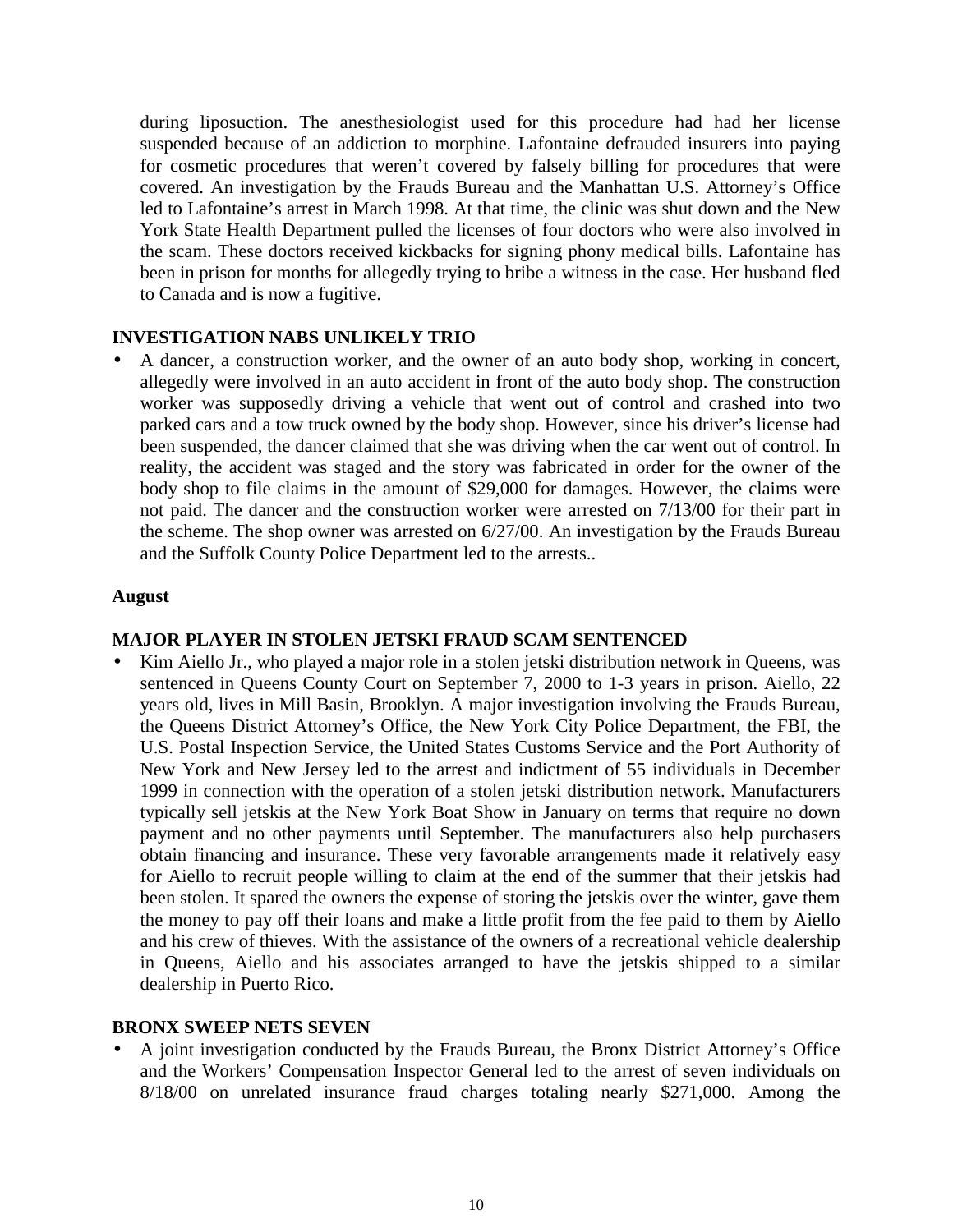during liposuction. The anesthesiologist used for this procedure had had her license suspended because of an addiction to morphine. Lafontaine defrauded insurers into paying for cosmetic procedures that weren't covered by falsely billing for procedures that were covered. An investigation by the Frauds Bureau and the Manhattan U.S. Attorney's Office led to Lafontaine's arrest in March 1998. At that time, the clinic was shut down and the New York State Health Department pulled the licenses of four doctors who were also involved in the scam. These doctors received kickbacks for signing phony medical bills. Lafontaine has been in prison for months for allegedly trying to bribe a witness in the case. Her husband fled to Canada and is now a fugitive.

**INVESTIGATION NABS UNLIKELY TRIO**

- A dancer, a construction worker, and the owner of an auto body shop, working in concert, allegedly were involved in an auto accident in front of the auto body shop. The construction worker was supposedly driving a vehicle that went out of control and crashed into two parked cars and a tow truck owned by the body shop. However, since his driver's license had been suspended, the dancer claimed that she was driving when the car went out of control. In reality, the accident was staged and the story was fabricated in order for the owner of the body shop to file claims in the amount of $29,000 for damages. However, the claims were not paid. The dancer and the construction worker were arrested on 7/13/00 for their part in the scheme. The shop owner was arrested on 6/27/00. An investigation by the Frauds Bureau and the Suffolk County Police Department led to the arrests..

**August**

**MAJOR PLAYER IN STOLEN JETSKI FRAUD SCAM SENTENCED**

- Kim Aiello Jr., who played a major role in a stolen jetski distribution network in Queens, was sentenced in Queens County Court on September 7, 2000 to 1-3 years in prison. Aiello, 22 years old, lives in Mill Basin, Brooklyn. A major investigation involving the Frauds Bureau, the Queens District Attorney's Office, the New York City Police Department, the FBI, the U.S. Postal Inspection Service, the United States Customs Service and the Port Authority of New York and New Jersey led to the arrest and indictment of 55 individuals in December 1999 in connection with the operation of a stolen jetski distribution network. Manufacturers typically sell jetskis at the New York Boat Show in January on terms that require no down payment and no other payments until September. The manufacturers also help purchasers obtain financing and insurance. These very favorable arrangements made it relatively easy for Aiello to recruit people willing to claim at the end of the summer that their jetskis had been stolen. It spared the owners the expense of storing the jetskis over the winter, gave them the money to pay off their loans and make a little profit from the fee paid to them by Aiello and his crew of thieves. With the assistance of the owners of a recreational vehicle dealership in Queens, Aiello and his associates arranged to have the jetskis shipped to a similar dealership in Puerto Rico.

**BRONX SWEEP NETS SEVEN**

- A joint investigation conducted by the Frauds Bureau, the Bronx District Attorney's Office and the Workers' Compensation Inspector General led to the arrest of seven individuals on 8/18/00 on unrelated insurance fraud charges totaling nearly $271,000. Among the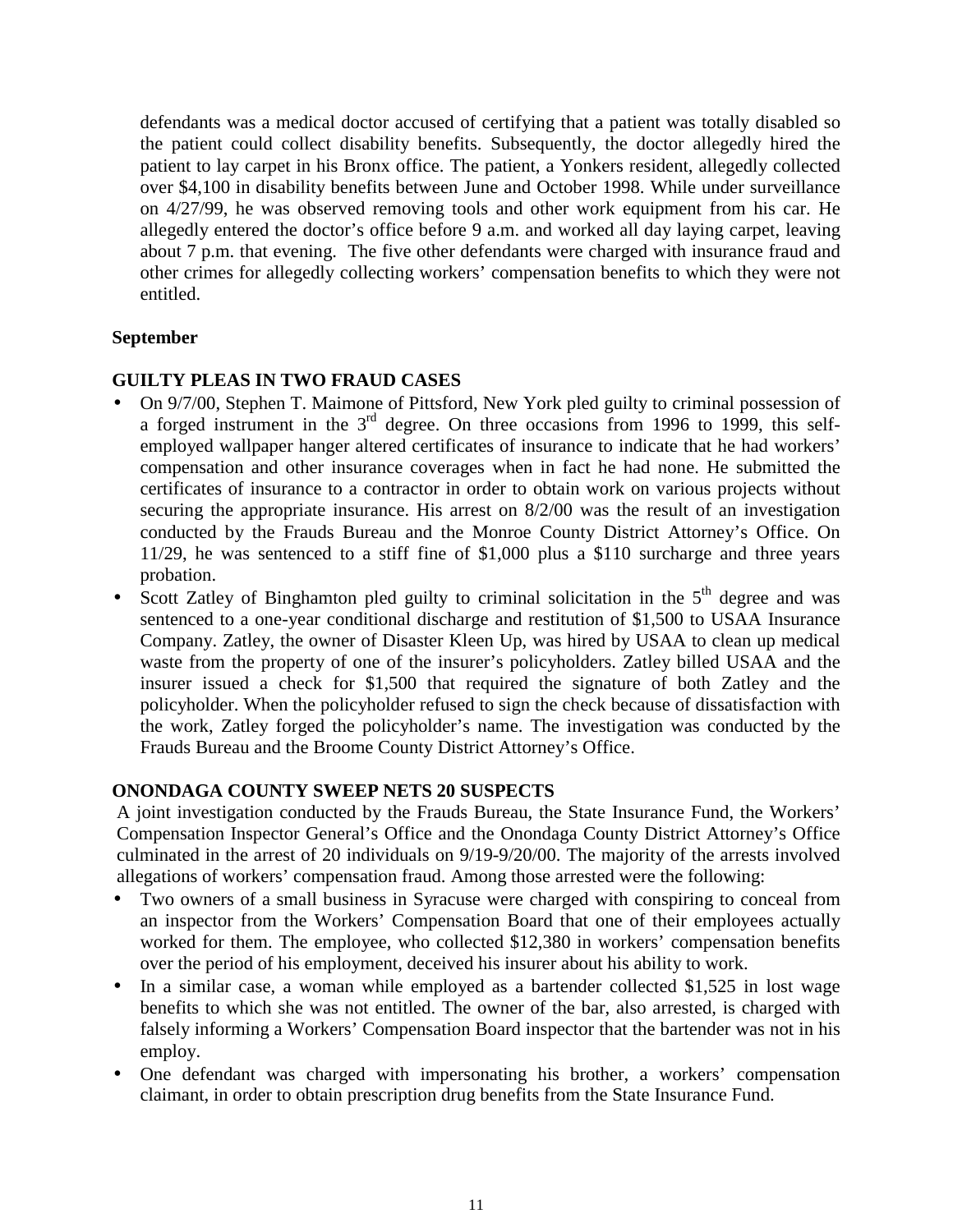defendants was a medical doctor accused of certifying that a patient was totally disabled so the patient could collect disability benefits. Subsequently, the doctor allegedly hired the patient to lay carpet in his Bronx office. The patient, a Yonkers resident, allegedly collected over $4,100 in disability benefits between June and October 1998. While under surveillance on 4/27/99, he was observed removing tools and other work equipment from his car. He allegedly entered the doctor's office before 9 a.m. and worked all day laying carpet, leaving about 7 p.m. that evening. The five other defendants were charged with insurance fraud and other crimes for allegedly collecting workers' compensation benefits to which they were not entitled.

**September**

**GUILTY PLEAS IN TWO FRAUD CASES**

- On 9/7/00, Stephen T. Maimone of Pittsford, New York pled guilty to criminal possession of a forged instrument in the 3rd degree. On three occasions from 1996 to 1999, this self-employed wallpaper hanger altered certificates of insurance to indicate that he had workers' compensation and other insurance coverages when in fact he had none. He submitted the certificates of insurance to a contractor in order to obtain work on various projects without securing the appropriate insurance. His arrest on 8/2/00 was the result of an investigation conducted by the Frauds Bureau and the Monroe County District Attorney's Office. On 11/29, he was sentenced to a stiff fine of $1,000 plus a $110 surcharge and three years probation.
- Scott Zatley of Binghamton pled guilty to criminal solicitation in the 5th degree and was sentenced to a one-year conditional discharge and restitution of $1,500 to USAA Insurance Company. Zatley, the owner of Disaster Kleen Up, was hired by USAA to clean up medical waste from the property of one of the insurer's policyholders. Zatley billed USAA and the insurer issued a check for $1,500 that required the signature of both Zatley and the policyholder. When the policyholder refused to sign the check because of dissatisfaction with the work, Zatley forged the policyholder's name. The investigation was conducted by the Frauds Bureau and the Broome County District Attorney's Office.

**ONONDAGA COUNTY SWEEP NETS 20 SUSPECTS**

A joint investigation conducted by the Frauds Bureau, the State Insurance Fund, the Workers' Compensation Inspector General's Office and the Onondaga County District Attorney's Office culminated in the arrest of 20 individuals on 9/19-9/20/00. The majority of the arrests involved allegations of workers' compensation fraud. Among those arrested were the following:

- Two owners of a small business in Syracuse were charged with conspiring to conceal from an inspector from the Workers' Compensation Board that one of their employees actually worked for them. The employee, who collected $12,380 in workers' compensation benefits over the period of his employment, deceived his insurer about his ability to work.
- In a similar case, a woman while employed as a bartender collected $1,525 in lost wage benefits to which she was not entitled. The owner of the bar, also arrested, is charged with falsely informing a Workers' Compensation Board inspector that the bartender was not in his employ.
- One defendant was charged with impersonating his brother, a workers' compensation claimant, in order to obtain prescription drug benefits from the State Insurance Fund.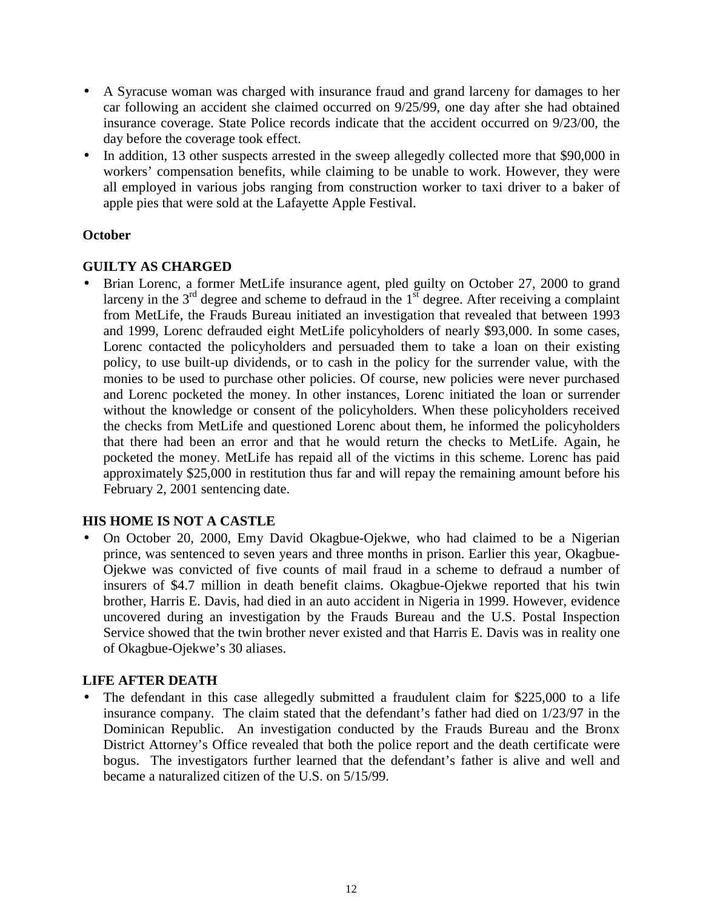- A Syracuse woman was charged with insurance fraud and grand larceny for damages to her car following an accident she claimed occurred on 9/25/99, one day after she had obtained insurance coverage. State Police records indicate that the accident occurred on 9/23/00, the day before the coverage took effect.
- In addition, 13 other suspects arrested in the sweep allegedly collected more that $90,000 in workers' compensation benefits, while claiming to be unable to work. However, they were all employed in various jobs ranging from construction worker to taxi driver to a baker of apple pies that were sold at the Lafayette Apple Festival.

**October**

**GUILTY AS CHARGED**

- Brian Lorenc, a former MetLife insurance agent, pled guilty on October 27, 2000 to grand larceny in the 3rd degree and scheme to defraud in the 1st degree. After receiving a complaint from MetLife, the Frauds Bureau initiated an investigation that revealed that between 1993 and 1999, Lorenc defrauded eight MetLife policyholders of nearly $93,000. In some cases, Lorenc contacted the policyholders and persuaded them to take a loan on their existing policy, to use built-up dividends, or to cash in the policy for the surrender value, with the monies to be used to purchase other policies. Of course, new policies were never purchased and Lorenc pocketed the money. In other instances, Lorenc initiated the loan or surrender without the knowledge or consent of the policyholders. When these policyholders received the checks from MetLife and questioned Lorenc about them, he informed the policyholders that there had been an error and that he would return the checks to MetLife. Again, he pocketed the money. MetLife has repaid all of the victims in this scheme. Lorenc has paid approximately $25,000 in restitution thus far and will repay the remaining amount before his February 2, 2001 sentencing date.

**HIS HOME IS NOT A CASTLE**

- On October 20, 2000, Emy David Okagbue-Ojekwe, who had claimed to be a Nigerian prince, was sentenced to seven years and three months in prison. Earlier this year, Okagbue-Ojekwe was convicted of five counts of mail fraud in a scheme to defraud a number of insurers of $4.7 million in death benefit claims. Okagbue-Ojekwe reported that his twin brother, Harris E. Davis, had died in an auto accident in Nigeria in 1999. However, evidence uncovered during an investigation by the Frauds Bureau and the U.S. Postal Inspection Service showed that the twin brother never existed and that Harris E. Davis was in reality one of Okagbue-Ojekwe's 30 aliases.

**LIFE AFTER DEATH**

- The defendant in this case allegedly submitted a fraudulent claim for $225,000 to a life insurance company. The claim stated that the defendant's father had died on 1/23/97 in the Dominican Republic. An investigation conducted by the Frauds Bureau and the Bronx District Attorney's Office revealed that both the police report and the death certificate were bogus. The investigators further learned that the defendant's father is alive and well and became a naturalized citizen of the U.S. on 5/15/99.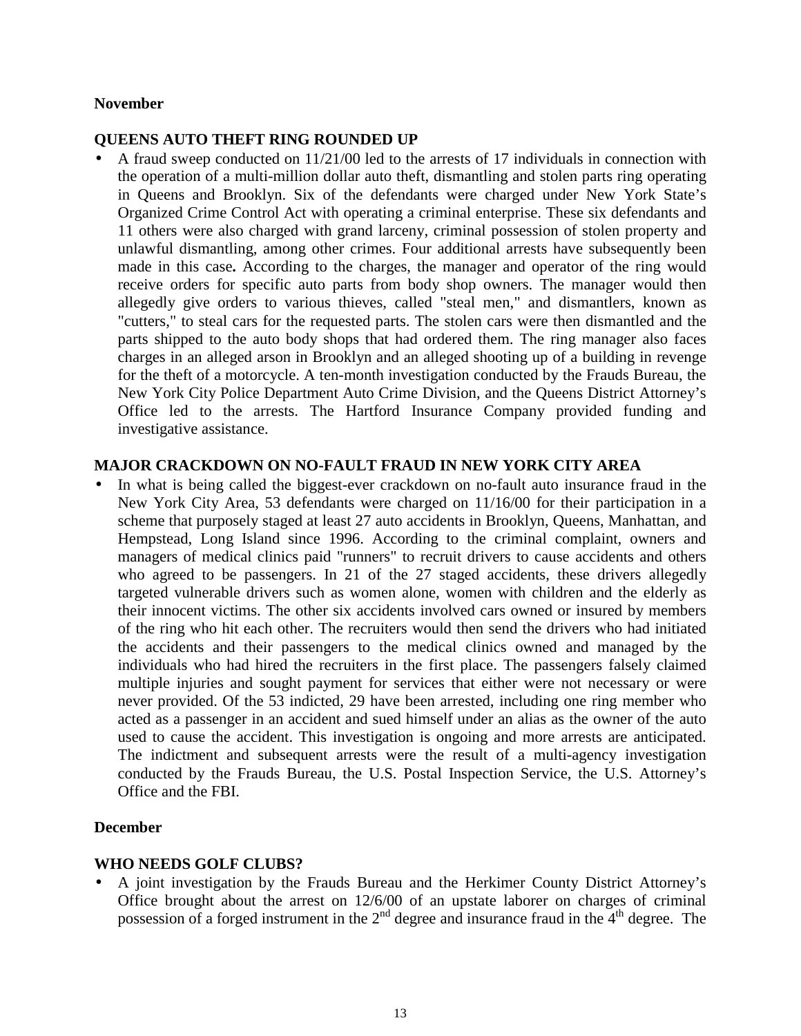**November**

**QUEENS AUTO THEFT RING ROUNDED UP**

- A fraud sweep conducted on 11/21/00 led to the arrests of 17 individuals in connection with the operation of a multi-million dollar auto theft, dismantling and stolen parts ring operating in Queens and Brooklyn. Six of the defendants were charged under New York State's Organized Crime Control Act with operating a criminal enterprise. These six defendants and 11 others were also charged with grand larceny, criminal possession of stolen property and unlawful dismantling, among other crimes. Four additional arrests have subsequently been made in this case**.** According to the charges, the manager and operator of the ring would receive orders for specific auto parts from body shop owners. The manager would then allegedly give orders to various thieves, called "steal men," and dismantlers, known as "cutters," to steal cars for the requested parts. The stolen cars were then dismantled and the parts shipped to the auto body shops that had ordered them. The ring manager also faces charges in an alleged arson in Brooklyn and an alleged shooting up of a building in revenge for the theft of a motorcycle. A ten-month investigation conducted by the Frauds Bureau, the New York City Police Department Auto Crime Division, and the Queens District Attorney's Office led to the arrests. The Hartford Insurance Company provided funding and investigative assistance.

**MAJOR CRACKDOWN ON NO-FAULT FRAUD IN NEW YORK CITY AREA**

- In what is being called the biggest-ever crackdown on no-fault auto insurance fraud in the New York City Area, 53 defendants were charged on 11/16/00 for their participation in a scheme that purposely staged at least 27 auto accidents in Brooklyn, Queens, Manhattan, and Hempstead, Long Island since 1996. According to the criminal complaint, owners and managers of medical clinics paid "runners" to recruit drivers to cause accidents and others who agreed to be passengers. In 21 of the 27 staged accidents, these drivers allegedly targeted vulnerable drivers such as women alone, women with children and the elderly as their innocent victims. The other six accidents involved cars owned or insured by members of the ring who hit each other. The recruiters would then send the drivers who had initiated the accidents and their passengers to the medical clinics owned and managed by the individuals who had hired the recruiters in the first place. The passengers falsely claimed multiple injuries and sought payment for services that either were not necessary or were never provided. Of the 53 indicted, 29 have been arrested, including one ring member who acted as a passenger in an accident and sued himself under an alias as the owner of the auto used to cause the accident. This investigation is ongoing and more arrests are anticipated. The indictment and subsequent arrests were the result of a multi-agency investigation conducted by the Frauds Bureau, the U.S. Postal Inspection Service, the U.S. Attorney's Office and the FBI.

**December**

**WHO NEEDS GOLF CLUBS?**

- A joint investigation by the Frauds Bureau and the Herkimer County District Attorney's Office brought about the arrest on 12/6/00 of an upstate laborer on charges of criminal possession of a forged instrument in the 2nd degree and insurance fraud in the 4th degree. The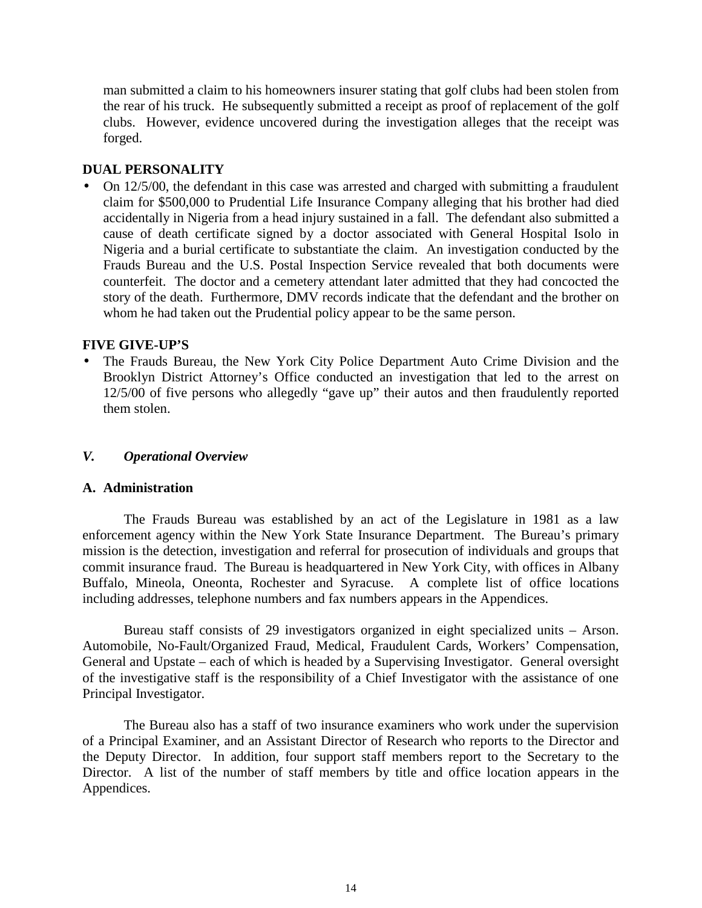man submitted a claim to his homeowners insurer stating that golf clubs had been stolen from the rear of his truck. He subsequently submitted a receipt as proof of replacement of the golf clubs. However, evidence uncovered during the investigation alleges that the receipt was forged.

**DUAL PERSONALITY**

- On 12/5/00, the defendant in this case was arrested and charged with submitting a fraudulent claim for $500,000 to Prudential Life Insurance Company alleging that his brother had died accidentally in Nigeria from a head injury sustained in a fall. The defendant also submitted a cause of death certificate signed by a doctor associated with General Hospital Isolo in Nigeria and a burial certificate to substantiate the claim. An investigation conducted by the Frauds Bureau and the U.S. Postal Inspection Service revealed that both documents were counterfeit. The doctor and a cemetery attendant later admitted that they had concocted the story of the death. Furthermore, DMV records indicate that the defendant and the brother on whom he had taken out the Prudential policy appear to be the same person.

**FIVE GIVE-UP'S**

- The Frauds Bureau, the New York City Police Department Auto Crime Division and the Brooklyn District Attorney's Office conducted an investigation that led to the arrest on 12/5/00 of five persons who allegedly "gave up" their autos and then fraudulently reported them stolen.

## *V. Operational Overview*

### A. Administration

The Frauds Bureau was established by an act of the Legislature in 1981 as a law enforcement agency within the New York State Insurance Department. The Bureau's primary mission is the detection, investigation and referral for prosecution of individuals and groups that commit insurance fraud. The Bureau is headquartered in New York City, with offices in Albany Buffalo, Mineola, Oneonta, Rochester and Syracuse. A complete list of office locations including addresses, telephone numbers and fax numbers appears in the Appendices.

Bureau staff consists of 29 investigators organized in eight specialized units – Arson. Automobile, No-Fault/Organized Fraud, Medical, Fraudulent Cards, Workers' Compensation, General and Upstate – each of which is headed by a Supervising Investigator. General oversight of the investigative staff is the responsibility of a Chief Investigator with the assistance of one Principal Investigator.

The Bureau also has a staff of two insurance examiners who work under the supervision of a Principal Examiner, and an Assistant Director of Research who reports to the Director and the Deputy Director. In addition, four support staff members report to the Secretary to the Director. A list of the number of staff members by title and office location appears in the Appendices.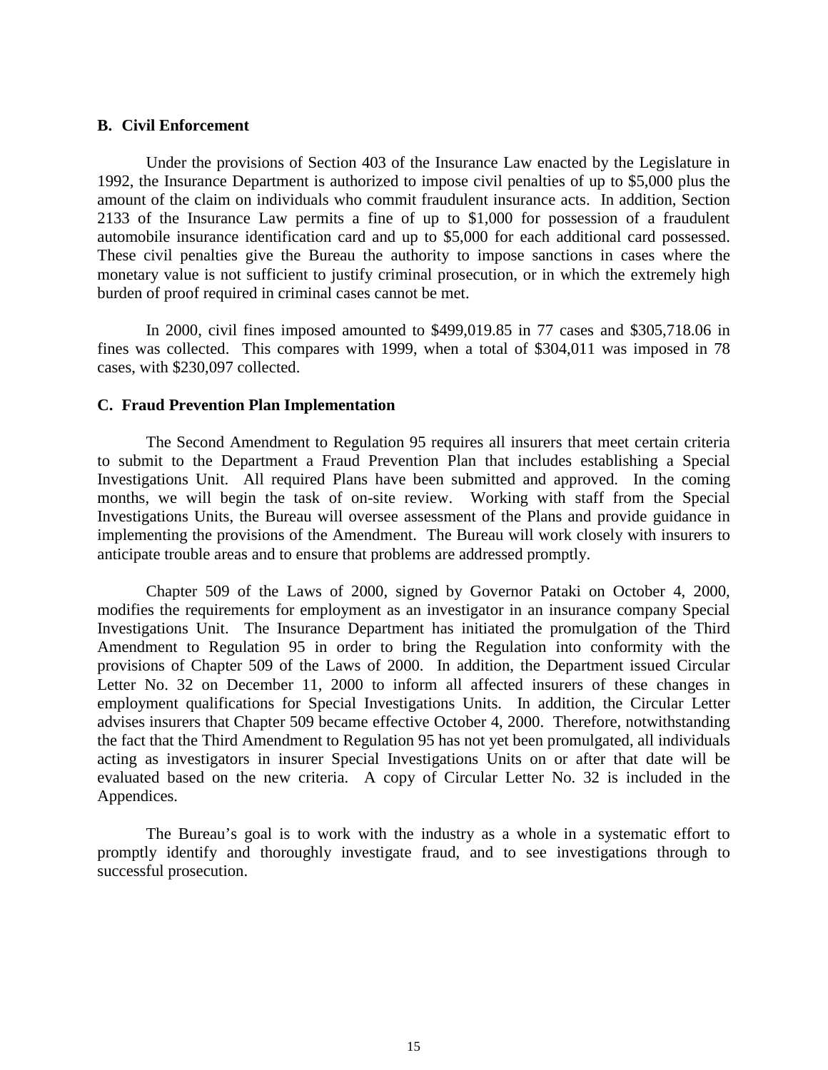### B. Civil Enforcement

Under the provisions of Section 403 of the Insurance Law enacted by the Legislature in 1992, the Insurance Department is authorized to impose civil penalties of up to $5,000 plus the amount of the claim on individuals who commit fraudulent insurance acts. In addition, Section 2133 of the Insurance Law permits a fine of up to $1,000 for possession of a fraudulent automobile insurance identification card and up to $5,000 for each additional card possessed. These civil penalties give the Bureau the authority to impose sanctions in cases where the monetary value is not sufficient to justify criminal prosecution, or in which the extremely high burden of proof required in criminal cases cannot be met.

In 2000, civil fines imposed amounted to $499,019.85 in 77 cases and $305,718.06 in fines was collected. This compares with 1999, when a total of $304,011 was imposed in 78 cases, with $230,097 collected.

### C. Fraud Prevention Plan Implementation

The Second Amendment to Regulation 95 requires all insurers that meet certain criteria to submit to the Department a Fraud Prevention Plan that includes establishing a Special Investigations Unit. All required Plans have been submitted and approved. In the coming months, we will begin the task of on-site review. Working with staff from the Special Investigations Units, the Bureau will oversee assessment of the Plans and provide guidance in implementing the provisions of the Amendment. The Bureau will work closely with insurers to anticipate trouble areas and to ensure that problems are addressed promptly.

Chapter 509 of the Laws of 2000, signed by Governor Pataki on October 4, 2000, modifies the requirements for employment as an investigator in an insurance company Special Investigations Unit. The Insurance Department has initiated the promulgation of the Third Amendment to Regulation 95 in order to bring the Regulation into conformity with the provisions of Chapter 509 of the Laws of 2000. In addition, the Department issued Circular Letter No. 32 on December 11, 2000 to inform all affected insurers of these changes in employment qualifications for Special Investigations Units. In addition, the Circular Letter advises insurers that Chapter 509 became effective October 4, 2000. Therefore, notwithstanding the fact that the Third Amendment to Regulation 95 has not yet been promulgated, all individuals acting as investigators in insurer Special Investigations Units on or after that date will be evaluated based on the new criteria. A copy of Circular Letter No. 32 is included in the Appendices.

The Bureau's goal is to work with the industry as a whole in a systematic effort to promptly identify and thoroughly investigate fraud, and to see investigations through to successful prosecution.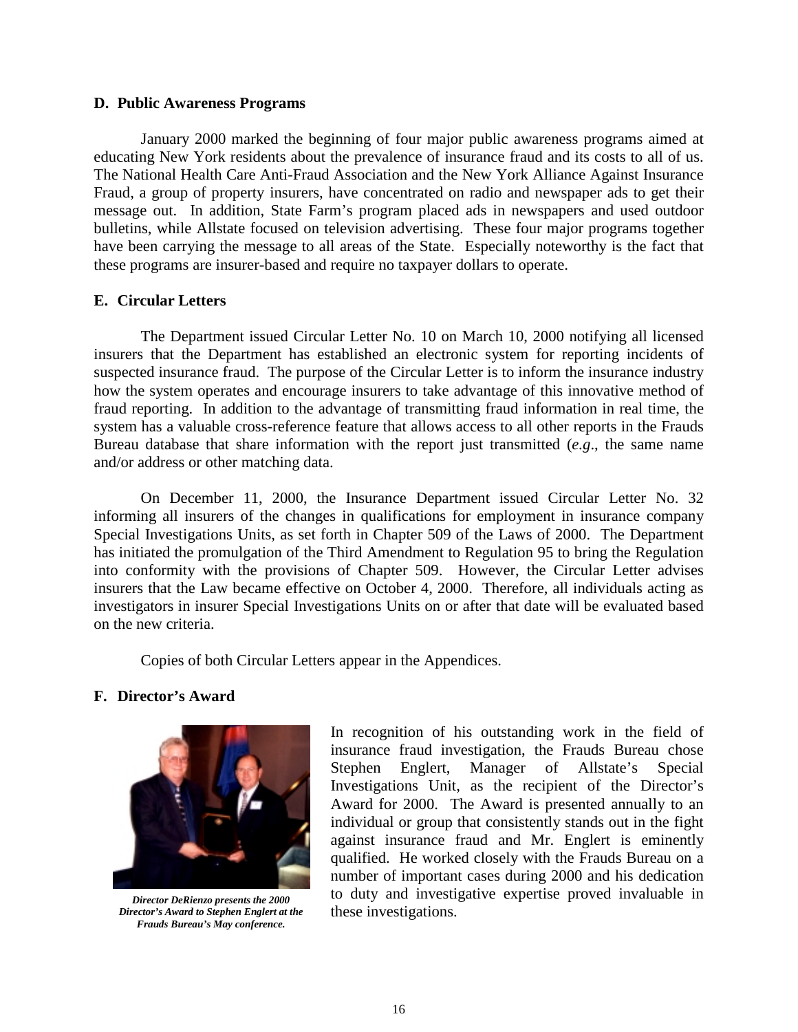### D. Public Awareness Programs

January 2000 marked the beginning of four major public awareness programs aimed at educating New York residents about the prevalence of insurance fraud and its costs to all of us. The National Health Care Anti-Fraud Association and the New York Alliance Against Insurance Fraud, a group of property insurers, have concentrated on radio and newspaper ads to get their message out. In addition, State Farm's program placed ads in newspapers and used outdoor bulletins, while Allstate focused on television advertising. These four major programs together have been carrying the message to all areas of the State. Especially noteworthy is the fact that these programs are insurer-based and require no taxpayer dollars to operate.

### E. Circular Letters

The Department issued Circular Letter No. 10 on March 10, 2000 notifying all licensed insurers that the Department has established an electronic system for reporting incidents of suspected insurance fraud. The purpose of the Circular Letter is to inform the insurance industry how the system operates and encourage insurers to take advantage of this innovative method of fraud reporting. In addition to the advantage of transmitting fraud information in real time, the system has a valuable cross-reference feature that allows access to all other reports in the Frauds Bureau database that share information with the report just transmitted (*e.g*., the same name and/or address or other matching data.

On December 11, 2000, the Insurance Department issued Circular Letter No. 32 informing all insurers of the changes in qualifications for employment in insurance company Special Investigations Units, as set forth in Chapter 509 of the Laws of 2000. The Department has initiated the promulgation of the Third Amendment to Regulation 95 to bring the Regulation into conformity with the provisions of Chapter 509. However, the Circular Letter advises insurers that the Law became effective on October 4, 2000. Therefore, all individuals acting as investigators in insurer Special Investigations Units on or after that date will be evaluated based on the new criteria.

Copies of both Circular Letters appear in the Appendices.

### F. Director's Award

***Director DeRienzo presents the 2000 Director's Award to Stephen Englert at the Frauds Bureau's May conference.***

In recognition of his outstanding work in the field of insurance fraud investigation, the Frauds Bureau chose Stephen Englert, Manager of Allstate's Special Investigations Unit, as the recipient of the Director's Award for 2000. The Award is presented annually to an individual or group that consistently stands out in the fight against insurance fraud and Mr. Englert is eminently qualified. He worked closely with the Frauds Bureau on a number of important cases during 2000 and his dedication to duty and investigative expertise proved invaluable in these investigations.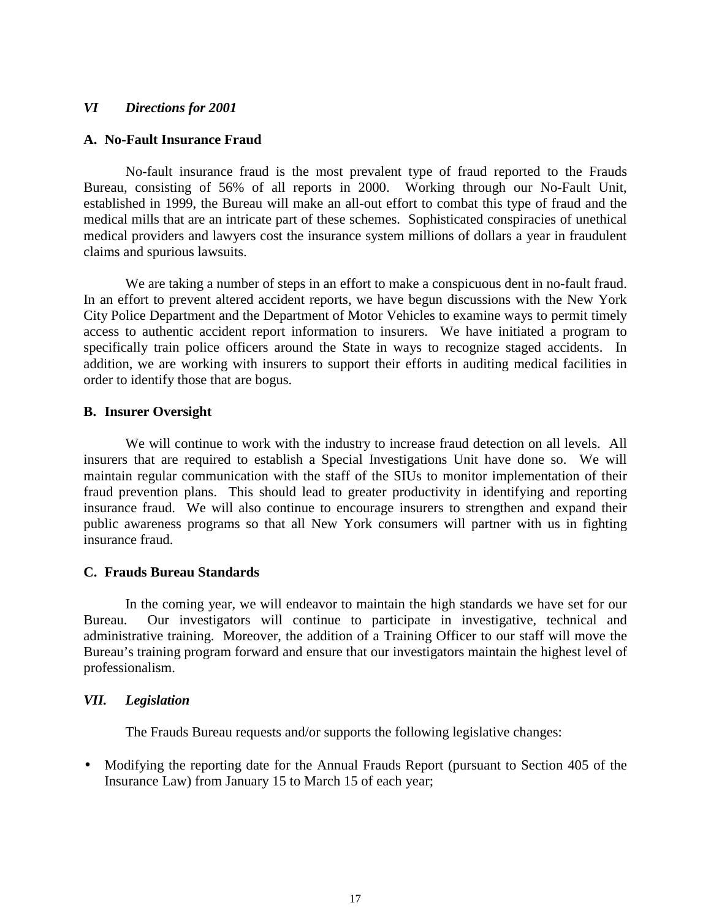## *VI Directions for 2001*

### A. No-Fault Insurance Fraud

No-fault insurance fraud is the most prevalent type of fraud reported to the Frauds Bureau, consisting of 56% of all reports in 2000. Working through our No-Fault Unit, established in 1999, the Bureau will make an all-out effort to combat this type of fraud and the medical mills that are an intricate part of these schemes. Sophisticated conspiracies of unethical medical providers and lawyers cost the insurance system millions of dollars a year in fraudulent claims and spurious lawsuits.

We are taking a number of steps in an effort to make a conspicuous dent in no-fault fraud. In an effort to prevent altered accident reports, we have begun discussions with the New York City Police Department and the Department of Motor Vehicles to examine ways to permit timely access to authentic accident report information to insurers. We have initiated a program to specifically train police officers around the State in ways to recognize staged accidents. In addition, we are working with insurers to support their efforts in auditing medical facilities in order to identify those that are bogus.

### B. Insurer Oversight

We will continue to work with the industry to increase fraud detection on all levels. All insurers that are required to establish a Special Investigations Unit have done so. We will maintain regular communication with the staff of the SIUs to monitor implementation of their fraud prevention plans. This should lead to greater productivity in identifying and reporting insurance fraud. We will also continue to encourage insurers to strengthen and expand their public awareness programs so that all New York consumers will partner with us in fighting insurance fraud.

### C. Frauds Bureau Standards

In the coming year, we will endeavor to maintain the high standards we have set for our Bureau. Our investigators will continue to participate in investigative, technical and administrative training. Moreover, the addition of a Training Officer to our staff will move the Bureau's training program forward and ensure that our investigators maintain the highest level of professionalism.

## *VII. Legislation*

The Frauds Bureau requests and/or supports the following legislative changes:

- Modifying the reporting date for the Annual Frauds Report (pursuant to Section 405 of the Insurance Law) from January 15 to March 15 of each year;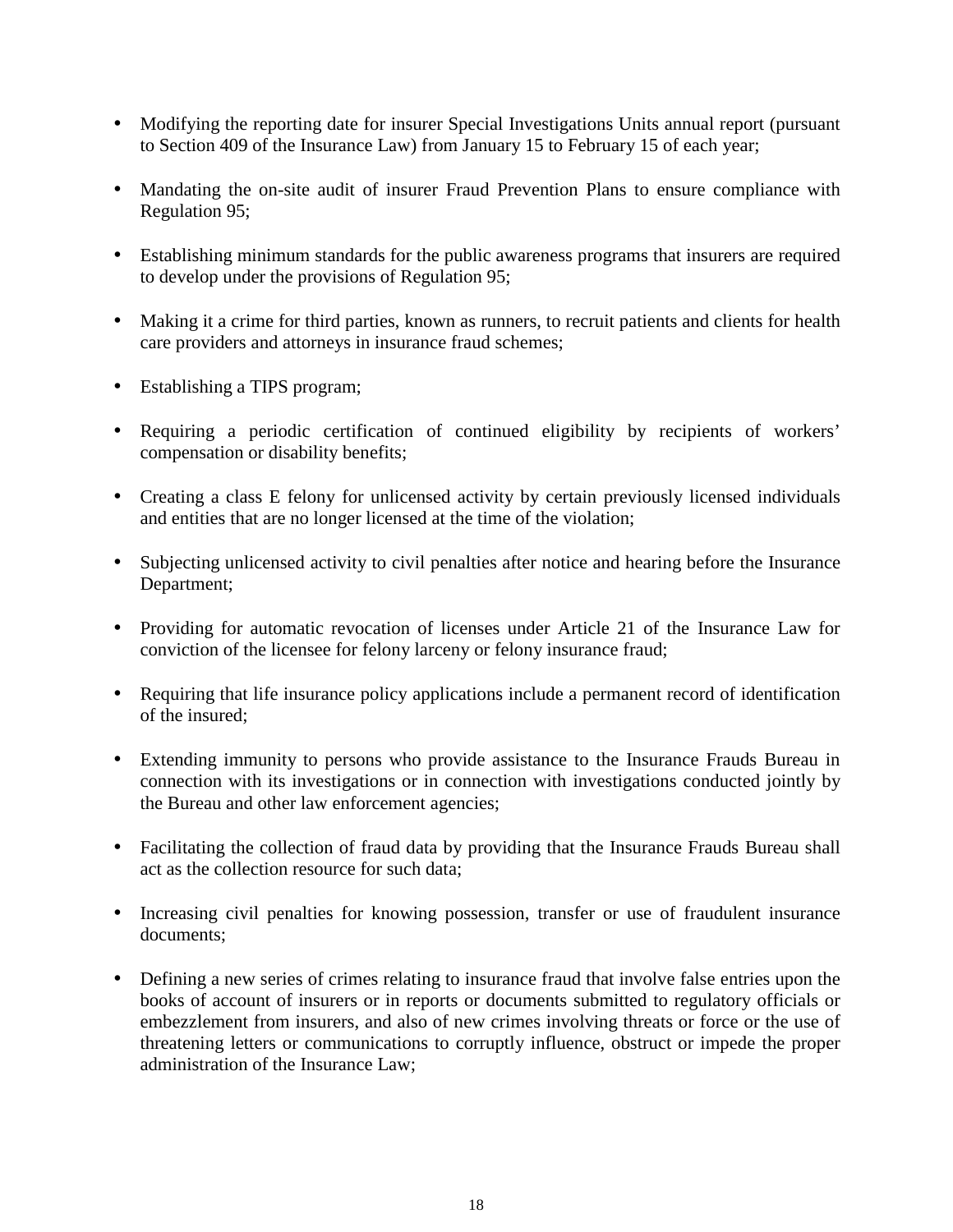- Modifying the reporting date for insurer Special Investigations Units annual report (pursuant to Section 409 of the Insurance Law) from January 15 to February 15 of each year;

- Mandating the on-site audit of insurer Fraud Prevention Plans to ensure compliance with Regulation 95;

- Establishing minimum standards for the public awareness programs that insurers are required to develop under the provisions of Regulation 95;

- Making it a crime for third parties, known as runners, to recruit patients and clients for health care providers and attorneys in insurance fraud schemes;

- Establishing a TIPS program;

- Requiring a periodic certification of continued eligibility by recipients of workers' compensation or disability benefits;

- Creating a class E felony for unlicensed activity by certain previously licensed individuals and entities that are no longer licensed at the time of the violation;

- Subjecting unlicensed activity to civil penalties after notice and hearing before the Insurance Department;

- Providing for automatic revocation of licenses under Article 21 of the Insurance Law for conviction of the licensee for felony larceny or felony insurance fraud;

- Requiring that life insurance policy applications include a permanent record of identification of the insured;

- Extending immunity to persons who provide assistance to the Insurance Frauds Bureau in connection with its investigations or in connection with investigations conducted jointly by the Bureau and other law enforcement agencies;

- Facilitating the collection of fraud data by providing that the Insurance Frauds Bureau shall act as the collection resource for such data;

- Increasing civil penalties for knowing possession, transfer or use of fraudulent insurance documents;

- Defining a new series of crimes relating to insurance fraud that involve false entries upon the books of account of insurers or in reports or documents submitted to regulatory officials or embezzlement from insurers, and also of new crimes involving threats or force or the use of threatening letters or communications to corruptly influence, obstruct or impede the proper administration of the Insurance Law;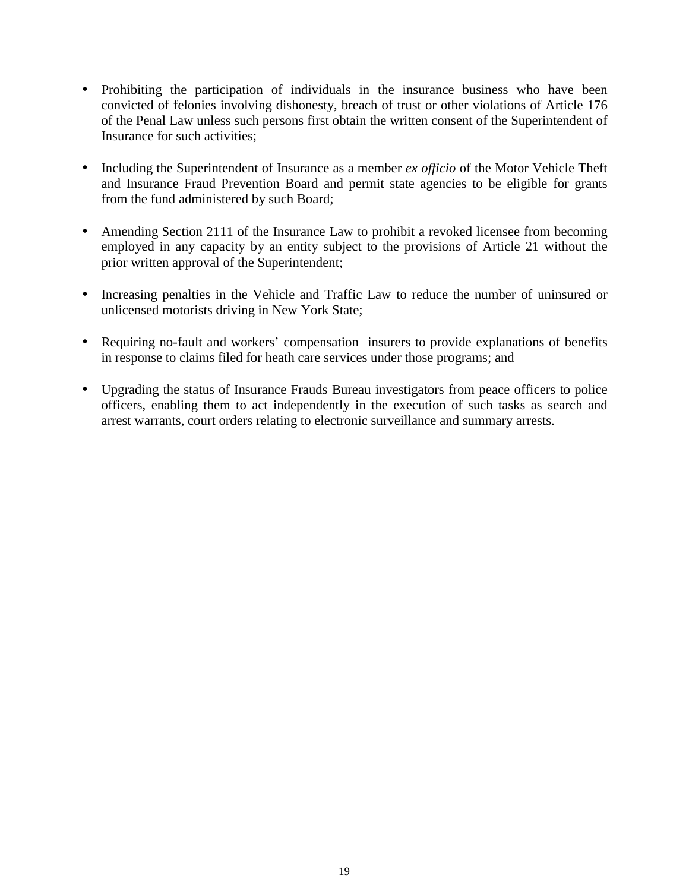- Prohibiting the participation of individuals in the insurance business who have been convicted of felonies involving dishonesty, breach of trust or other violations of Article 176 of the Penal Law unless such persons first obtain the written consent of the Superintendent of Insurance for such activities;

- Including the Superintendent of Insurance as a member *ex officio* of the Motor Vehicle Theft and Insurance Fraud Prevention Board and permit state agencies to be eligible for grants from the fund administered by such Board;

- Amending Section 2111 of the Insurance Law to prohibit a revoked licensee from becoming employed in any capacity by an entity subject to the provisions of Article 21 without the prior written approval of the Superintendent;

- Increasing penalties in the Vehicle and Traffic Law to reduce the number of uninsured or unlicensed motorists driving in New York State;

- Requiring no-fault and workers' compensation insurers to provide explanations of benefits in response to claims filed for heath care services under those programs; and

- Upgrading the status of Insurance Frauds Bureau investigators from peace officers to police officers, enabling them to act independently in the execution of such tasks as search and arrest warrants, court orders relating to electronic surveillance and summary arrests.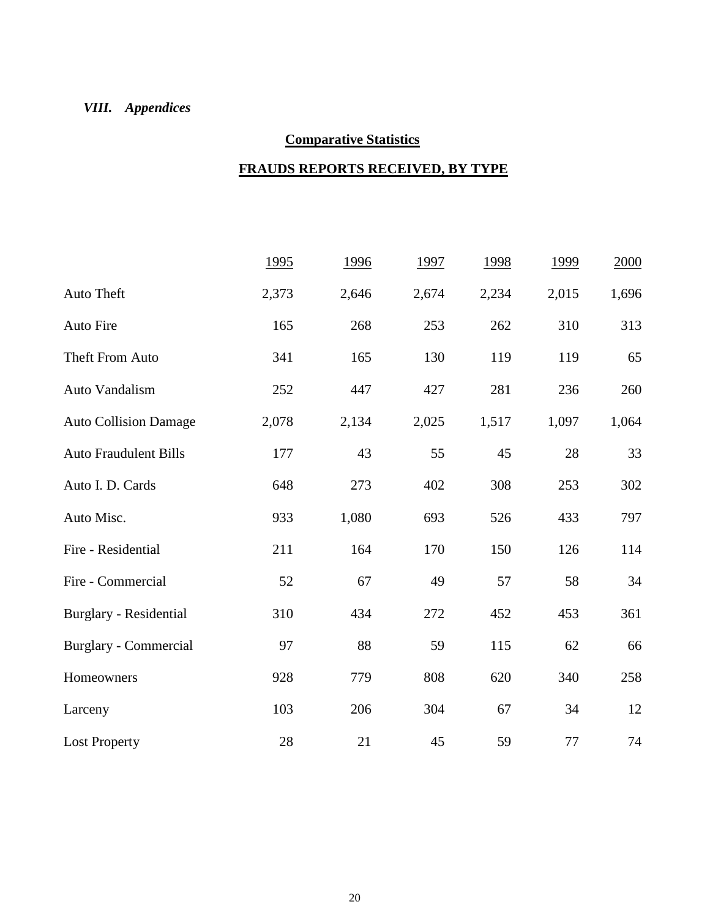## *VIII. Appendices*

### **Comparative Statistics**

### **FRAUDS REPORTS RECEIVED, BY TYPE**

| | 1995 | 1996 | 1997 | 1998 | 1999 | 2000 |
|---|---|---|---|---|---|---|
| Auto Theft | 2,373 | 2,646 | 2,674 | 2,234 | 2,015 | 1,696 |
| Auto Fire | 165 | 268 | 253 | 262 | 310 | 313 |
| Theft From Auto | 341 | 165 | 130 | 119 | 119 | 65 |
| Auto Vandalism | 252 | 447 | 427 | 281 | 236 | 260 |
| Auto Collision Damage | 2,078 | 2,134 | 2,025 | 1,517 | 1,097 | 1,064 |
| Auto Fraudulent Bills | 177 | 43 | 55 | 45 | 28 | 33 |
| Auto I. D. Cards | 648 | 273 | 402 | 308 | 253 | 302 |
| Auto Misc. | 933 | 1,080 | 693 | 526 | 433 | 797 |
| Fire - Residential | 211 | 164 | 170 | 150 | 126 | 114 |
| Fire - Commercial | 52 | 67 | 49 | 57 | 58 | 34 |
| Burglary - Residential | 310 | 434 | 272 | 452 | 453 | 361 |
| Burglary - Commercial | 97 | 88 | 59 | 115 | 62 | 66 |
| Homeowners | 928 | 779 | 808 | 620 | 340 | 258 |
| Larceny | 103 | 206 | 304 | 67 | 34 | 12 |
| Lost Property | 28 | 21 | 45 | 59 | 77 | 74 |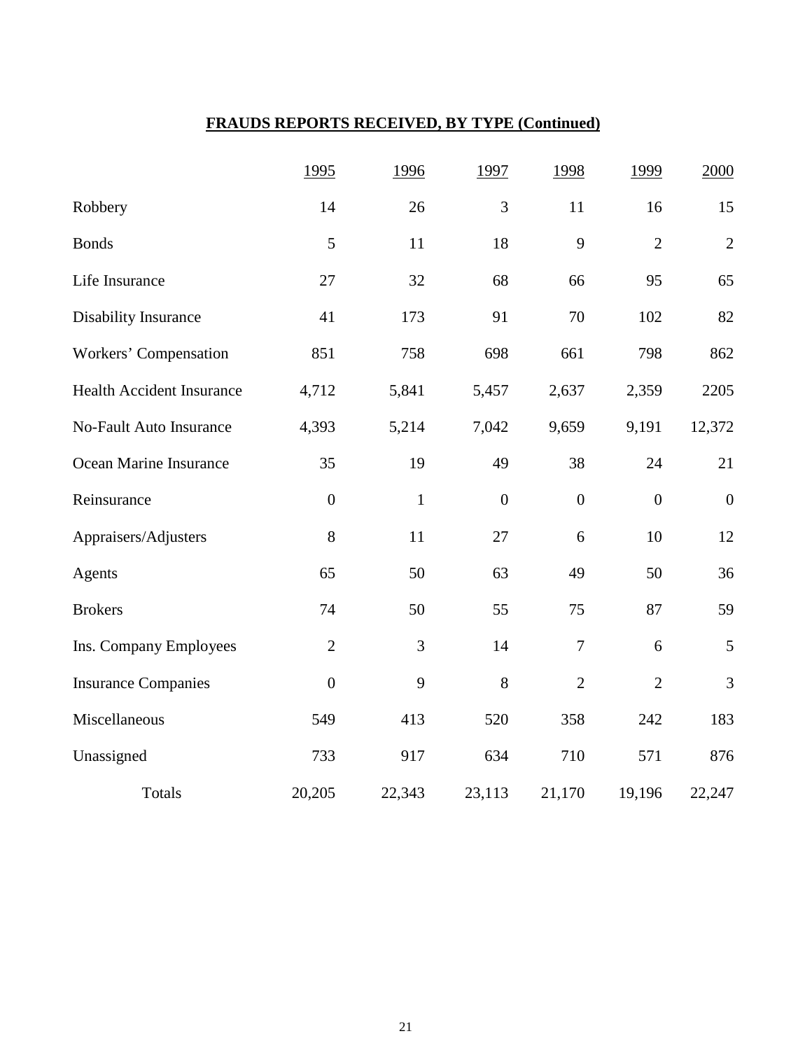## FRAUDS REPORTS RECEIVED, BY TYPE (Continued)

| | 1995 | 1996 | 1997 | 1998 | 1999 | 2000 |
|---|---|---|---|---|---|---|
| Robbery | 14 | 26 | 3 | 11 | 16 | 15 |
| Bonds | 5 | 11 | 18 | 9 | 2 | 2 |
| Life Insurance | 27 | 32 | 68 | 66 | 95 | 65 |
| Disability Insurance | 41 | 173 | 91 | 70 | 102 | 82 |
| Workers' Compensation | 851 | 758 | 698 | 661 | 798 | 862 |
| Health Accident Insurance | 4,712 | 5,841 | 5,457 | 2,637 | 2,359 | 2205 |
| No-Fault Auto Insurance | 4,393 | 5,214 | 7,042 | 9,659 | 9,191 | 12,372 |
| Ocean Marine Insurance | 35 | 19 | 49 | 38 | 24 | 21 |
| Reinsurance | 0 | 1 | 0 | 0 | 0 | 0 |
| Appraisers/Adjusters | 8 | 11 | 27 | 6 | 10 | 12 |
| Agents | 65 | 50 | 63 | 49 | 50 | 36 |
| Brokers | 74 | 50 | 55 | 75 | 87 | 59 |
| Ins. Company Employees | 2 | 3 | 14 | 7 | 6 | 5 |
| Insurance Companies | 0 | 9 | 8 | 2 | 2 | 3 |
| Miscellaneous | 549 | 413 | 520 | 358 | 242 | 183 |
| Unassigned | 733 | 917 | 634 | 710 | 571 | 876 |
| Totals | 20,205 | 22,343 | 23,113 | 21,170 | 19,196 | 22,247 |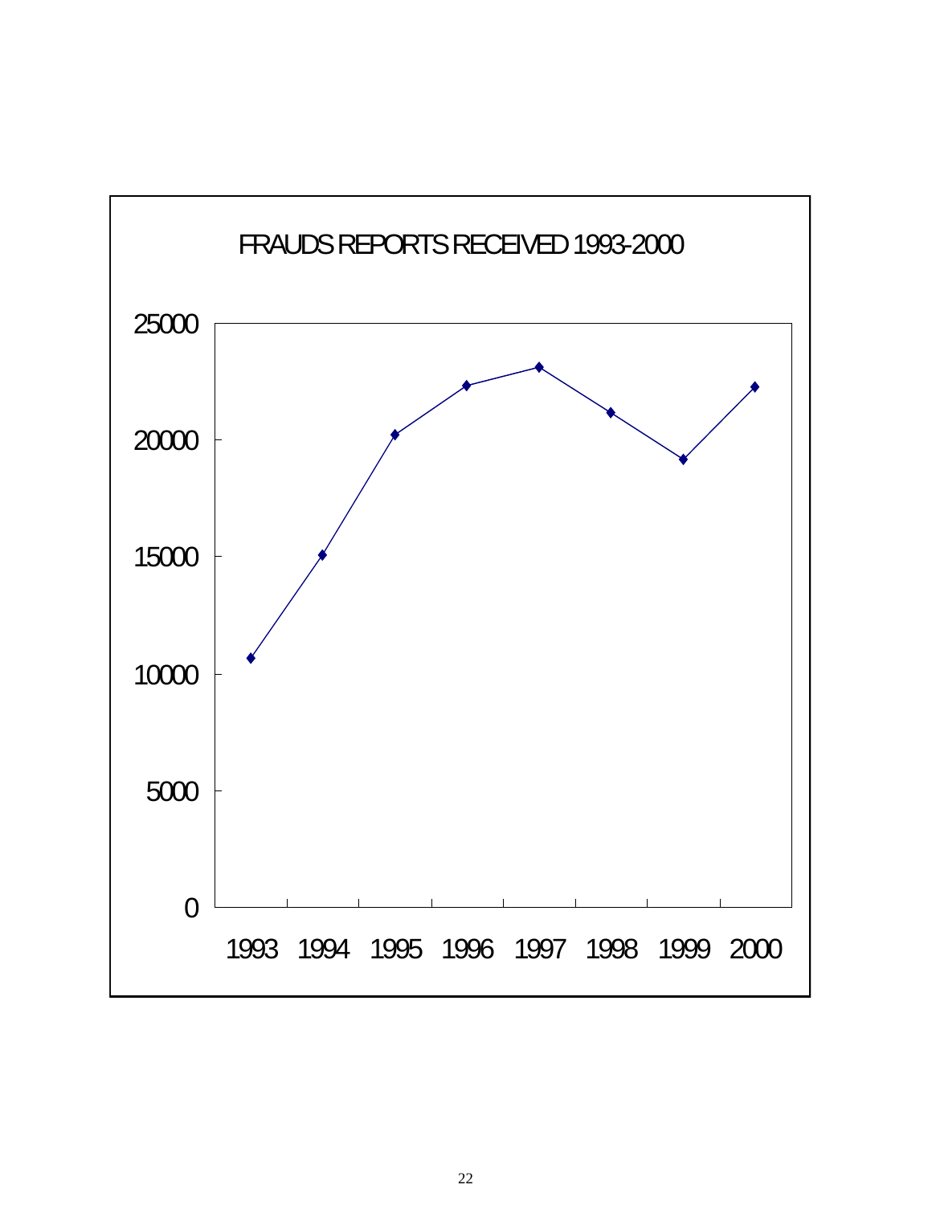FRAUDS REPORTS RECEIVED 1993-2000

| Year | Reports (approx.) |
|---|---|
| 1993 | 10,700 |
| 1994 | 15,100 |
| 1995 | 20,200 |
| 1996 | 22,300 |
| 1997 | 23,100 |
| 1998 | 21,200 |
| 1999 | 19,200 |
| 2000 | 22,300 |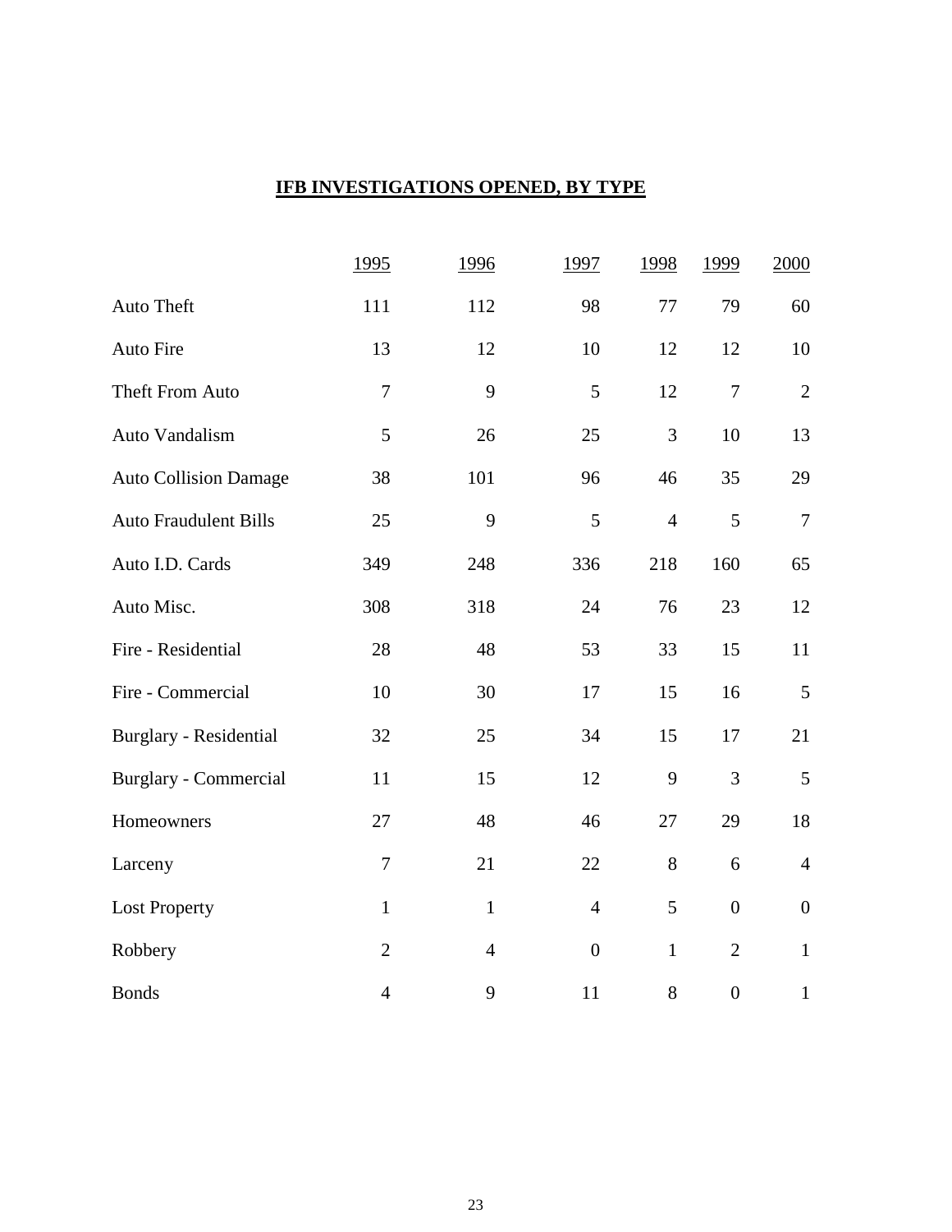## IFB INVESTIGATIONS OPENED, BY TYPE

| | 1995 | 1996 | 1997 | 1998 | 1999 | 2000 |
|---|---|---|---|---|---|---|
| Auto Theft | 111 | 112 | 98 | 77 | 79 | 60 |
| Auto Fire | 13 | 12 | 10 | 12 | 12 | 10 |
| Theft From Auto | 7 | 9 | 5 | 12 | 7 | 2 |
| Auto Vandalism | 5 | 26 | 25 | 3 | 10 | 13 |
| Auto Collision Damage | 38 | 101 | 96 | 46 | 35 | 29 |
| Auto Fraudulent Bills | 25 | 9 | 5 | 4 | 5 | 7 |
| Auto I.D. Cards | 349 | 248 | 336 | 218 | 160 | 65 |
| Auto Misc. | 308 | 318 | 24 | 76 | 23 | 12 |
| Fire - Residential | 28 | 48 | 53 | 33 | 15 | 11 |
| Fire - Commercial | 10 | 30 | 17 | 15 | 16 | 5 |
| Burglary - Residential | 32 | 25 | 34 | 15 | 17 | 21 |
| Burglary - Commercial | 11 | 15 | 12 | 9 | 3 | 5 |
| Homeowners | 27 | 48 | 46 | 27 | 29 | 18 |
| Larceny | 7 | 21 | 22 | 8 | 6 | 4 |
| Lost Property | 1 | 1 | 4 | 5 | 0 | 0 |
| Robbery | 2 | 4 | 0 | 1 | 2 | 1 |
| Bonds | 4 | 9 | 11 | 8 | 0 | 1 |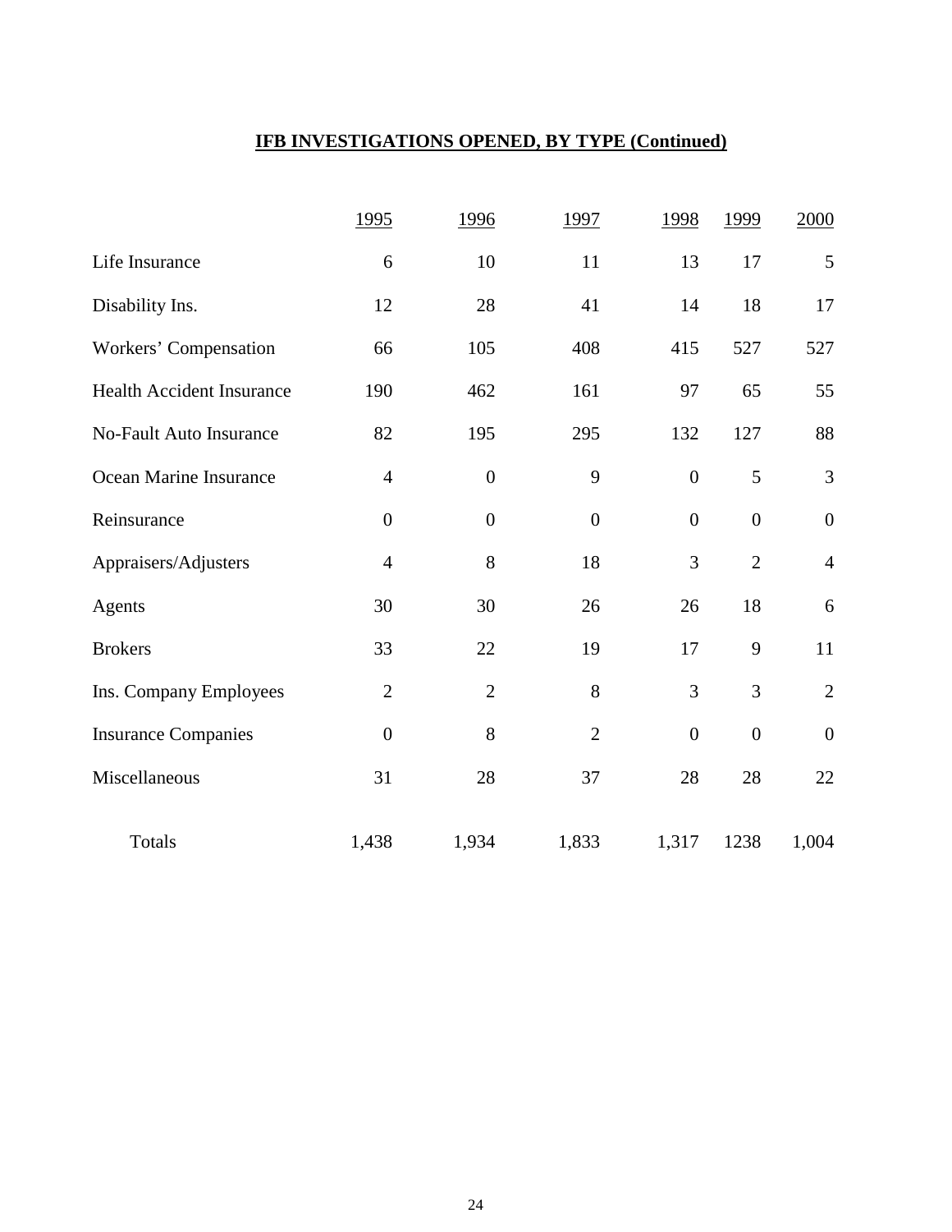## IFB INVESTIGATIONS OPENED, BY TYPE (Continued)

| | 1995 | 1996 | 1997 | 1998 | 1999 | 2000 |
|---|---|---|---|---|---|---|
| Life Insurance | 6 | 10 | 11 | 13 | 17 | 5 |
| Disability Ins. | 12 | 28 | 41 | 14 | 18 | 17 |
| Workers' Compensation | 66 | 105 | 408 | 415 | 527 | 527 |
| Health Accident Insurance | 190 | 462 | 161 | 97 | 65 | 55 |
| No-Fault Auto Insurance | 82 | 195 | 295 | 132 | 127 | 88 |
| Ocean Marine Insurance | 4 | 0 | 9 | 0 | 5 | 3 |
| Reinsurance | 0 | 0 | 0 | 0 | 0 | 0 |
| Appraisers/Adjusters | 4 | 8 | 18 | 3 | 2 | 4 |
| Agents | 30 | 30 | 26 | 26 | 18 | 6 |
| Brokers | 33 | 22 | 19 | 17 | 9 | 11 |
| Ins. Company Employees | 2 | 2 | 8 | 3 | 3 | 2 |
| Insurance Companies | 0 | 8 | 2 | 0 | 0 | 0 |
| Miscellaneous | 31 | 28 | 37 | 28 | 28 | 22 |
| Totals | 1,438 | 1,934 | 1,833 | 1,317 | 1238 | 1,004 |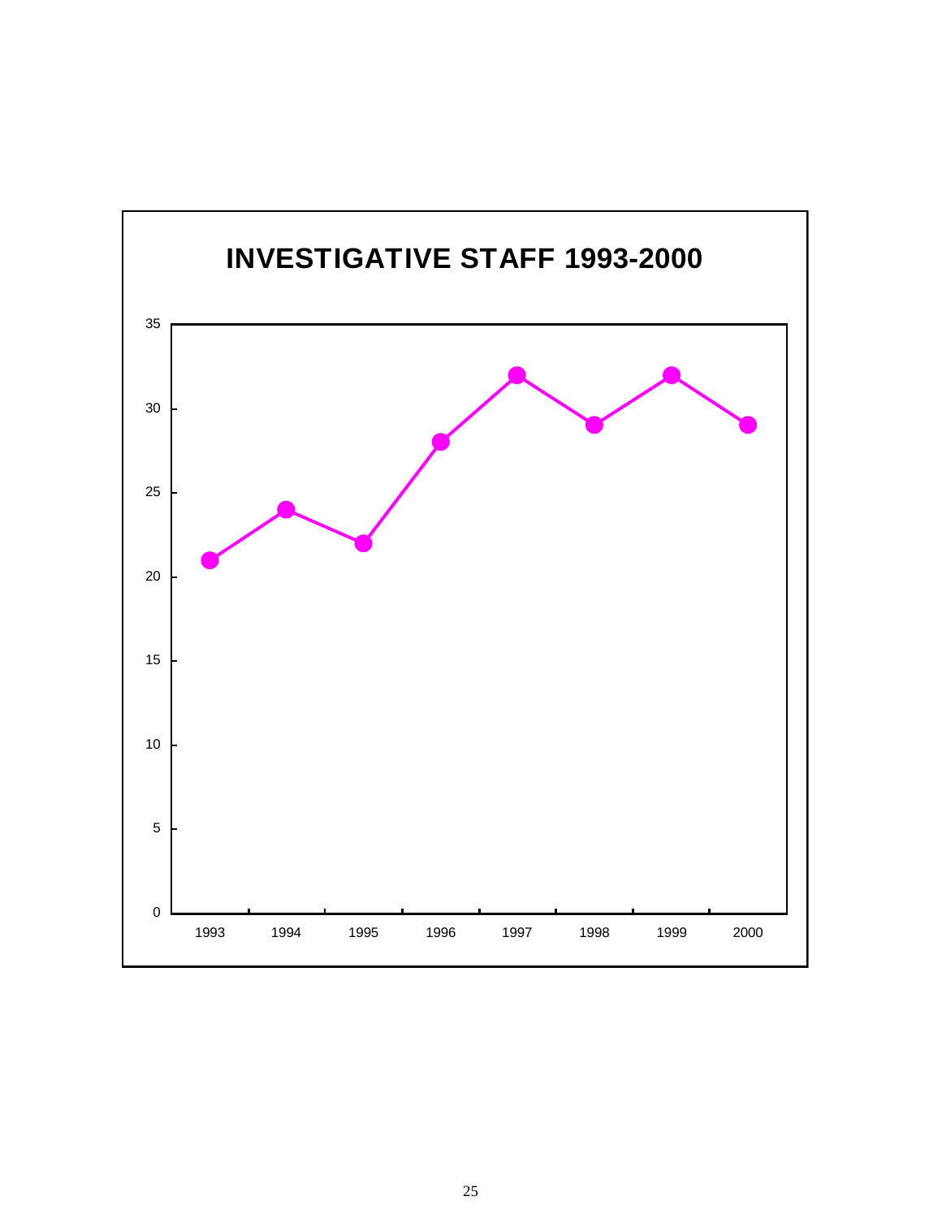## INVESTIGATIVE STAFF 1993-2000

| Year | Investigative Staff |
|---|---|
| 1993 | 21 |
| 1994 | 24 |
| 1995 | 22 |
| 1996 | 28 |
| 1997 | 32 |
| 1998 | 29 |
| 1999 | 32 |
| 2000 | 29 |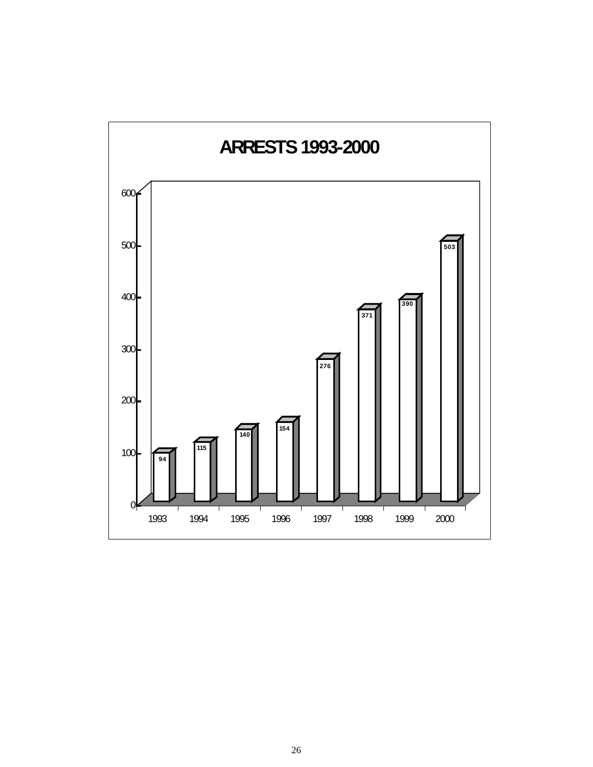# ARRESTS 1993-2000

| Year | Arrests |
| --- | --- |
| 1993 | 94 |
| 1994 | 115 |
| 1995 | 140 |
| 1996 | 154 |
| 1997 | 276 |
| 1998 | 371 |
| 1999 | 390 |
| 2000 | 503 |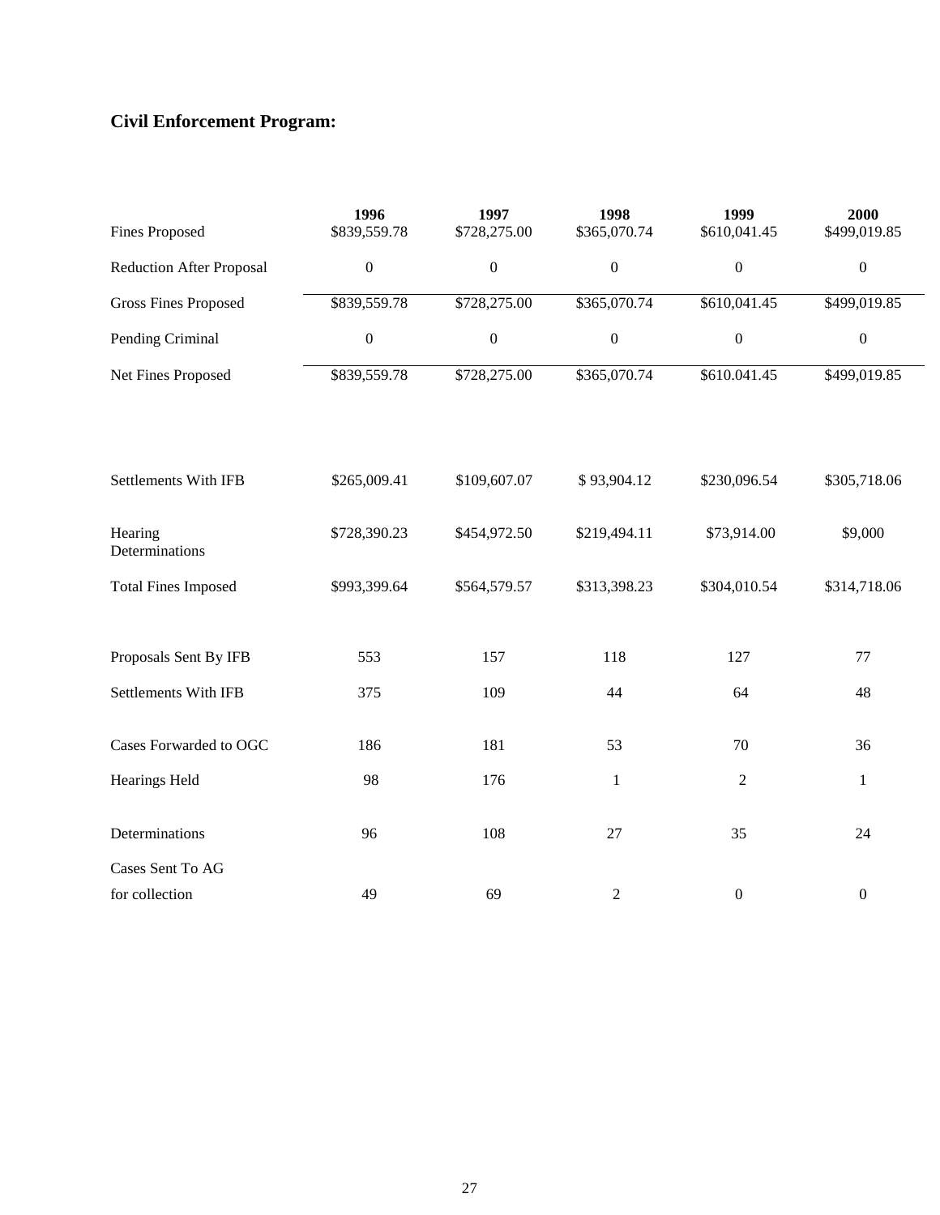**Civil Enforcement Program:**

| | 1996 | 1997 | 1998 | 1999 | 2000 |
|---|---|---|---|---|---|
| Fines Proposed | $839,559.78 | $728,275.00 | $365,070.74 | $610,041.45 | $499,019.85 |
| Reduction After Proposal | 0 | 0 | 0 | 0 | 0 |
| Gross Fines Proposed | $839,559.78 | $728,275.00 | $365,070.74 | $610,041.45 | $499,019.85 |
| Pending Criminal | 0 | 0 | 0 | 0 | 0 |
| Net Fines Proposed | $839,559.78 | $728,275.00 | $365,070.74 | $610.041.45 | $499,019.85 |
| | | | | | |
| Settlements With IFB | $265,009.41 | $109,607.07 | $ 93,904.12 | $230,096.54 | $305,718.06 |
| Hearing Determinations | $728,390.23 | $454,972.50 | $219,494.11 | $73,914.00 | $9,000 |
| Total Fines Imposed | $993,399.64 | $564,579.57 | $313,398.23 | $304,010.54 | $314,718.06 |
| | | | | | |
| Proposals Sent By IFB | 553 | 157 | 118 | 127 | 77 |
| Settlements With IFB | 375 | 109 | 44 | 64 | 48 |
| Cases Forwarded to OGC | 186 | 181 | 53 | 70 | 36 |
| Hearings Held | 98 | 176 | 1 | 2 | 1 |
| Determinations | 96 | 108 | 27 | 35 | 24 |
| Cases Sent To AG for collection | 49 | 69 | 2 | 0 | 0 |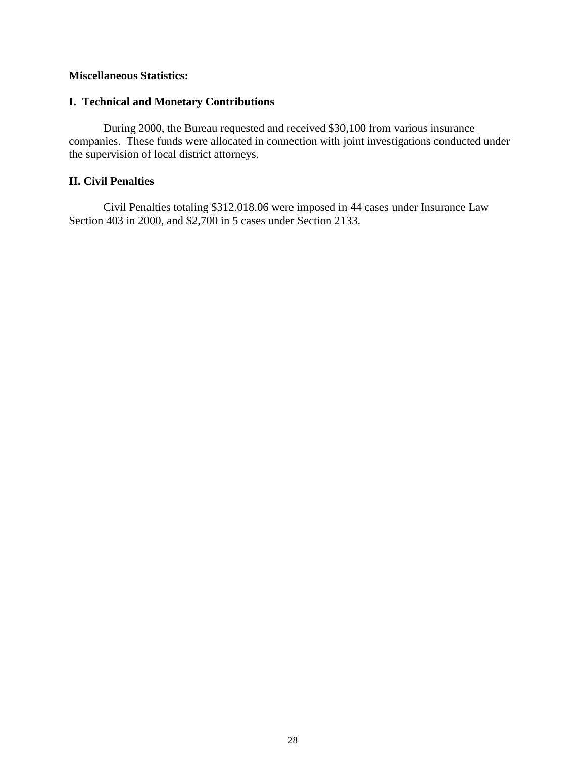**Miscellaneous Statistics:**

## I. Technical and Monetary Contributions

During 2000, the Bureau requested and received $30,100 from various insurance companies. These funds were allocated in connection with joint investigations conducted under the supervision of local district attorneys.

## II. Civil Penalties

Civil Penalties totaling $312.018.06 were imposed in 44 cases under Insurance Law Section 403 in 2000, and $2,700 in 5 cases under Section 2133.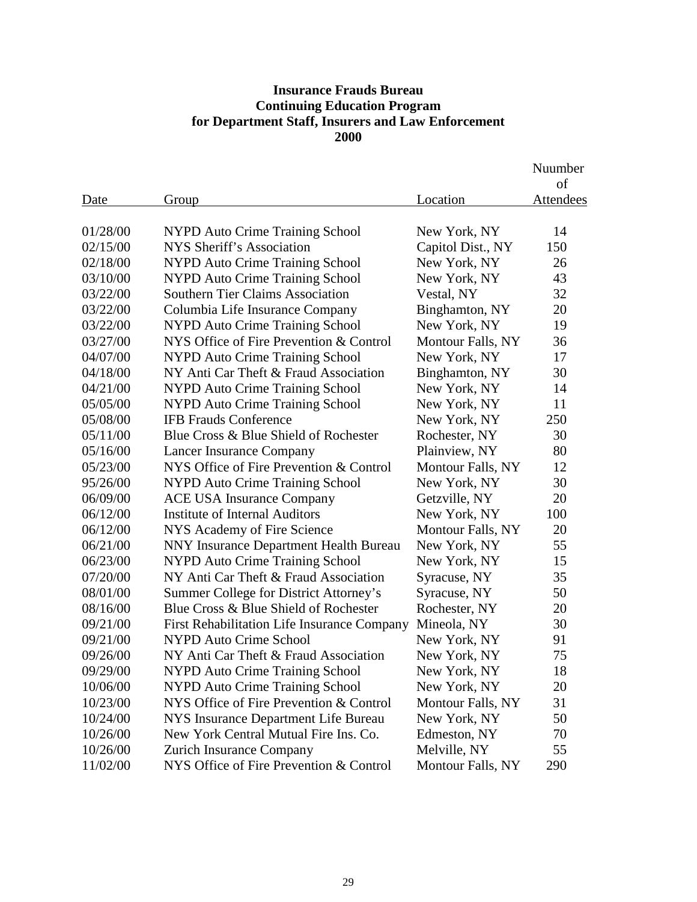**Insurance Frauds Bureau**
**Continuing Education Program**
**for Department Staff, Insurers and Law Enforcement**
**2000**

| Date | Group | Location | Nuumber of Attendees |
|---|---|---|---|
| 01/28/00 | NYPD Auto Crime Training School | New York, NY | 14 |
| 02/15/00 | NYS Sheriff's Association | Capitol Dist., NY | 150 |
| 02/18/00 | NYPD Auto Crime Training School | New York, NY | 26 |
| 03/10/00 | NYPD Auto Crime Training School | New York, NY | 43 |
| 03/22/00 | Southern Tier Claims Association | Vestal, NY | 32 |
| 03/22/00 | Columbia Life Insurance Company | Binghamton, NY | 20 |
| 03/22/00 | NYPD Auto Crime Training School | New York, NY | 19 |
| 03/27/00 | NYS Office of Fire Prevention & Control | Montour Falls, NY | 36 |
| 04/07/00 | NYPD Auto Crime Training School | New York, NY | 17 |
| 04/18/00 | NY Anti Car Theft & Fraud Association | Binghamton, NY | 30 |
| 04/21/00 | NYPD Auto Crime Training School | New York, NY | 14 |
| 05/05/00 | NYPD Auto Crime Training School | New York, NY | 11 |
| 05/08/00 | IFB Frauds Conference | New York, NY | 250 |
| 05/11/00 | Blue Cross & Blue Shield of Rochester | Rochester, NY | 30 |
| 05/16/00 | Lancer Insurance Company | Plainview, NY | 80 |
| 05/23/00 | NYS Office of Fire Prevention & Control | Montour Falls, NY | 12 |
| 95/26/00 | NYPD Auto Crime Training School | New York, NY | 30 |
| 06/09/00 | ACE USA Insurance Company | Getzville, NY | 20 |
| 06/12/00 | Institute of Internal Auditors | New York, NY | 100 |
| 06/12/00 | NYS Academy of Fire Science | Montour Falls, NY | 20 |
| 06/21/00 | NNY Insurance Department Health Bureau | New York, NY | 55 |
| 06/23/00 | NYPD Auto Crime Training School | New York, NY | 15 |
| 07/20/00 | NY Anti Car Theft & Fraud Association | Syracuse, NY | 35 |
| 08/01/00 | Summer College for District Attorney's | Syracuse, NY | 50 |
| 08/16/00 | Blue Cross & Blue Shield of Rochester | Rochester, NY | 20 |
| 09/21/00 | First Rehabilitation Life Insurance Company | Mineola, NY | 30 |
| 09/21/00 | NYPD Auto Crime School | New York, NY | 91 |
| 09/26/00 | NY Anti Car Theft & Fraud Association | New York, NY | 75 |
| 09/29/00 | NYPD Auto Crime Training School | New York, NY | 18 |
| 10/06/00 | NYPD Auto Crime Training School | New York, NY | 20 |
| 10/23/00 | NYS Office of Fire Prevention & Control | Montour Falls, NY | 31 |
| 10/24/00 | NYS Insurance Department Life Bureau | New York, NY | 50 |
| 10/26/00 | New York Central Mutual Fire Ins. Co. | Edmeston, NY | 70 |
| 10/26/00 | Zurich Insurance Company | Melville, NY | 55 |
| 11/02/00 | NYS Office of Fire Prevention & Control | Montour Falls, NY | 290 |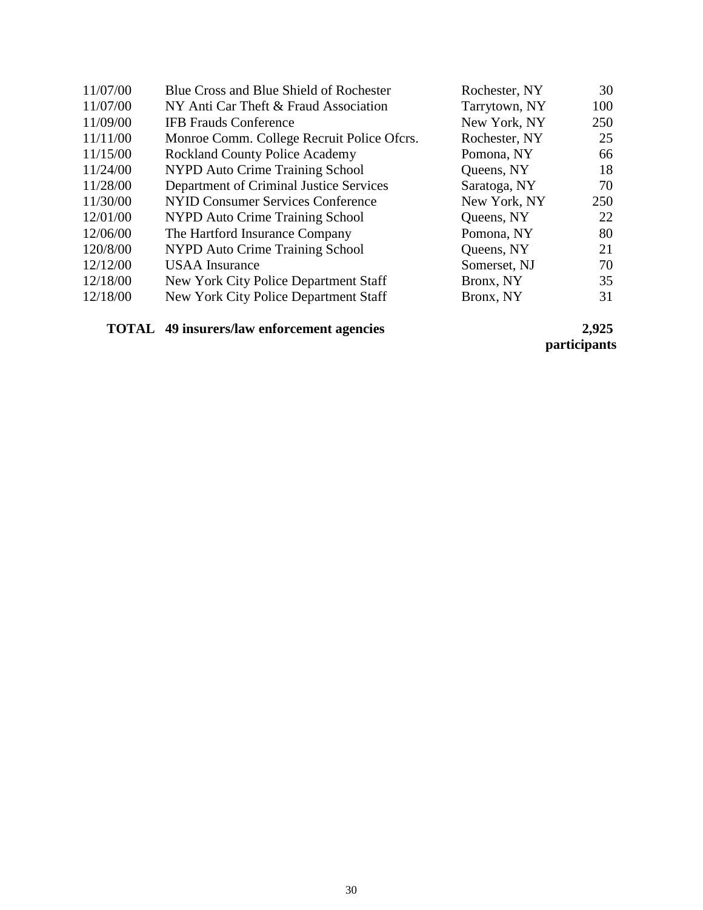| | | | |
|---|---|---|---|
| 11/07/00 | Blue Cross and Blue Shield of Rochester | Rochester, NY | 30 |
| 11/07/00 | NY Anti Car Theft & Fraud Association | Tarrytown, NY | 100 |
| 11/09/00 | IFB Frauds Conference | New York, NY | 250 |
| 11/11/00 | Monroe Comm. College Recruit Police Ofcrs. | Rochester, NY | 25 |
| 11/15/00 | Rockland County Police Academy | Pomona, NY | 66 |
| 11/24/00 | NYPD Auto Crime Training School | Queens, NY | 18 |
| 11/28/00 | Department of Criminal Justice Services | Saratoga, NY | 70 |
| 11/30/00 | NYID Consumer Services Conference | New York, NY | 250 |
| 12/01/00 | NYPD Auto Crime Training School | Queens, NY | 22 |
| 12/06/00 | The Hartford Insurance Company | Pomona, NY | 80 |
| 120/8/00 | NYPD Auto Crime Training School | Queens, NY | 21 |
| 12/12/00 | USAA Insurance | Somerset, NJ | 70 |
| 12/18/00 | New York City Police Department Staff | Bronx, NY | 35 |
| 12/18/00 | New York City Police Department Staff | Bronx, NY | 31 |
| **TOTAL** | **49 insurers/law enforcement agencies** | | **2,925 participants** |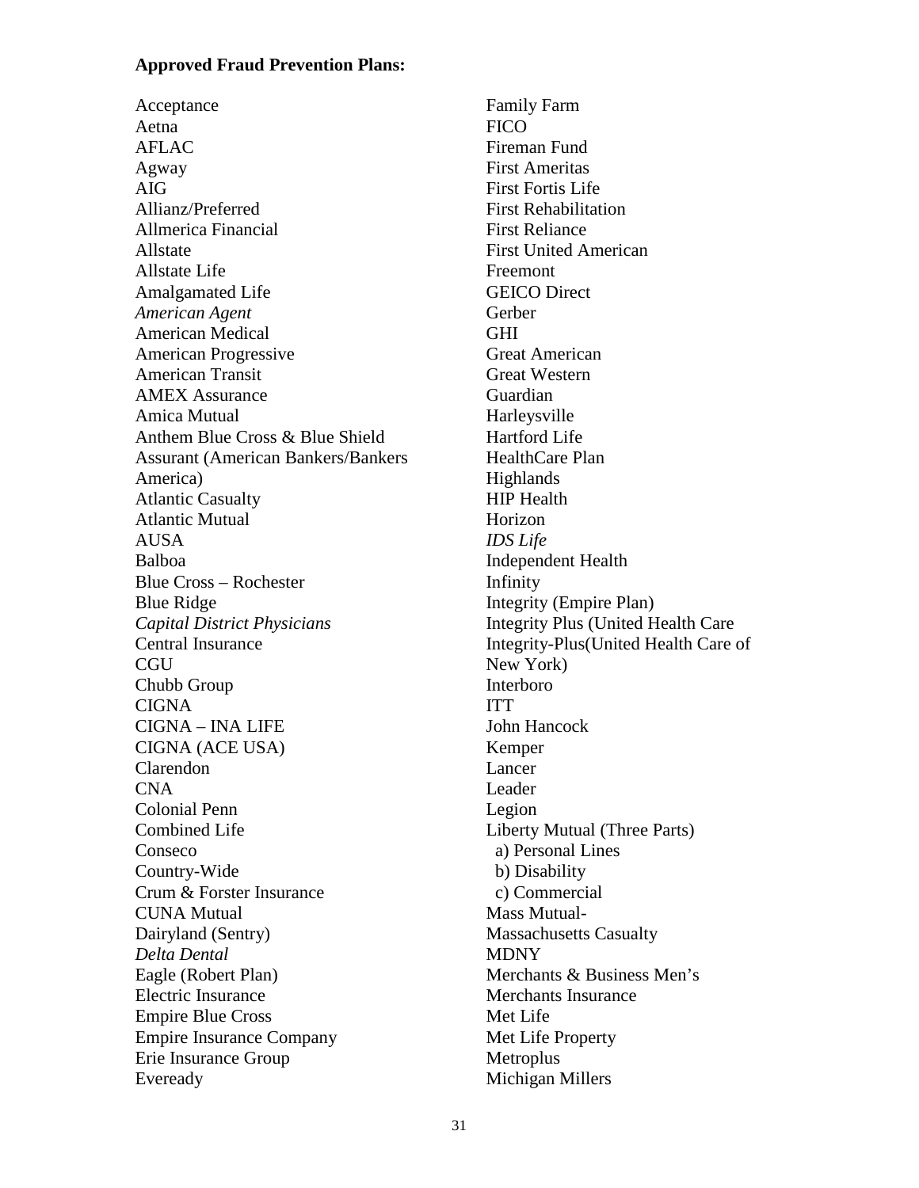**Approved Fraud Prevention Plans:**

Acceptance
Aetna
AFLAC
Agway
AIG
Allianz/Preferred
Allmerica Financial
Allstate
Allstate Life
Amalgamated Life
*American Agent*
American Medical
American Progressive
American Transit
AMEX Assurance
Amica Mutual
Anthem Blue Cross & Blue Shield
Assurant (American Bankers/Bankers America)
Atlantic Casualty
Atlantic Mutual
AUSA
Balboa
Blue Cross – Rochester
Blue Ridge
*Capital District Physicians*
Central Insurance
CGU
Chubb Group
CIGNA
CIGNA – INA LIFE
CIGNA (ACE USA)
Clarendon
CNA
Colonial Penn
Combined Life
Conseco
Country-Wide
Crum & Forster Insurance
CUNA Mutual
Dairyland (Sentry)
*Delta Dental*
Eagle (Robert Plan)
Electric Insurance
Empire Blue Cross
Empire Insurance Company
Erie Insurance Group
Eveready
Family Farm
FICO
Fireman Fund
First Ameritas
First Fortis Life
First Rehabilitation
First Reliance
First United American
Freemont
GEICO Direct
Gerber
GHI
Great American
Great Western
Guardian
Harleysville
Hartford Life
HealthCare Plan
Highlands
HIP Health
Horizon
*IDS Life*
Independent Health
Infinity
Integrity (Empire Plan)
Integrity Plus (United Health Care
Integrity-Plus(United Health Care of New York)
Interboro
ITT
John Hancock
Kemper
Lancer
Leader
Legion
Liberty Mutual (Three Parts)
  a) Personal Lines
  b) Disability
  c) Commercial
Mass Mutual-
Massachusetts Casualty
MDNY
Merchants & Business Men's
Merchants Insurance
Met Life
Met Life Property
Metroplus
Michigan Millers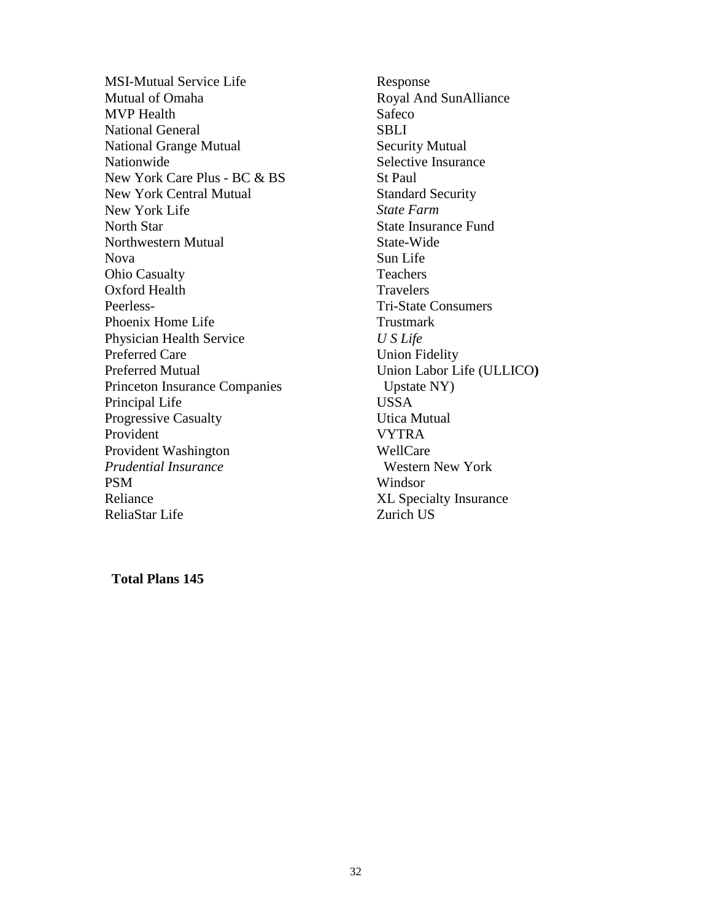MSI-Mutual Service Life
Mutual of Omaha
MVP Health
National General
National Grange Mutual
Nationwide
New York Care Plus - BC & BS
New York Central Mutual
New York Life
North Star
Northwestern Mutual
Nova
Ohio Casualty
Oxford Health
Peerless-
Phoenix Home Life
Physician Health Service
Preferred Care
Preferred Mutual
Princeton Insurance Companies
Principal Life
Progressive Casualty
Provident
Provident Washington
*Prudential Insurance*
PSM
Reliance
ReliaStar Life
Response
Royal And SunAlliance
Safeco
SBLI
Security Mutual
Selective Insurance
St Paul
Standard Security
*State Farm*
State Insurance Fund
State-Wide
Sun Life
Teachers
Travelers
Tri-State Consumers
Trustmark
*U S Life*
Union Fidelity
Union Labor Life (ULLICO**)**
Upstate NY)
USSA
Utica Mutual
VYTRA
WellCare
Western New York
Windsor
XL Specialty Insurance
Zurich US

**Total Plans 145**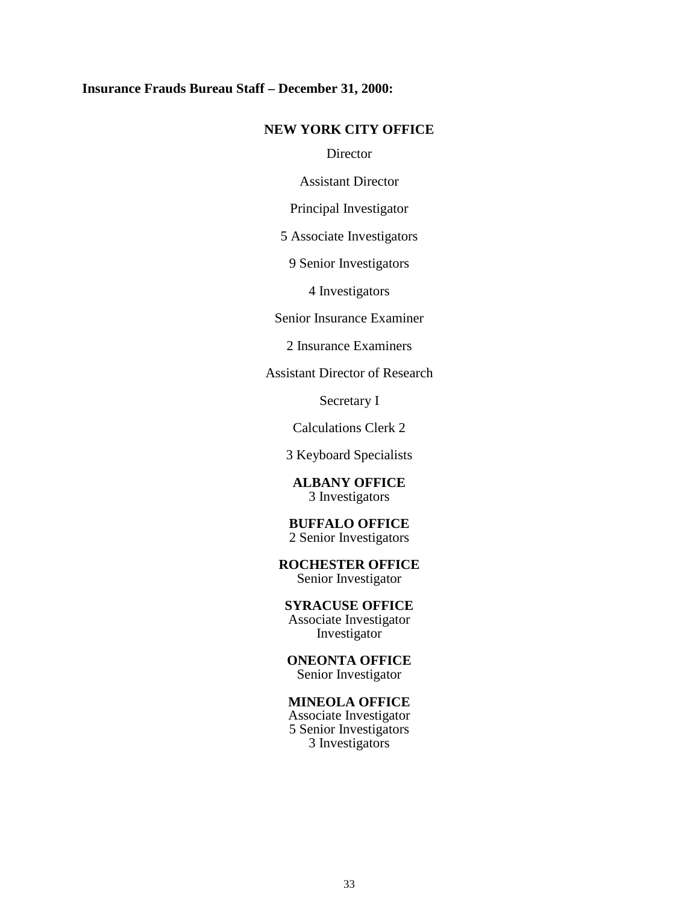**Insurance Frauds Bureau Staff – December 31, 2000:**

**NEW YORK CITY OFFICE**

Director

Assistant Director

Principal Investigator

5 Associate Investigators

9 Senior Investigators

4 Investigators

Senior Insurance Examiner

2 Insurance Examiners

Assistant Director of Research

Secretary I

Calculations Clerk 2

3 Keyboard Specialists

**ALBANY OFFICE**
3 Investigators

**BUFFALO OFFICE**
2 Senior Investigators

**ROCHESTER OFFICE**
Senior Investigator

**SYRACUSE OFFICE**
Associate Investigator
Investigator

**ONEONTA OFFICE**
Senior Investigator

**MINEOLA OFFICE**
Associate Investigator
5 Senior Investigators
3 Investigators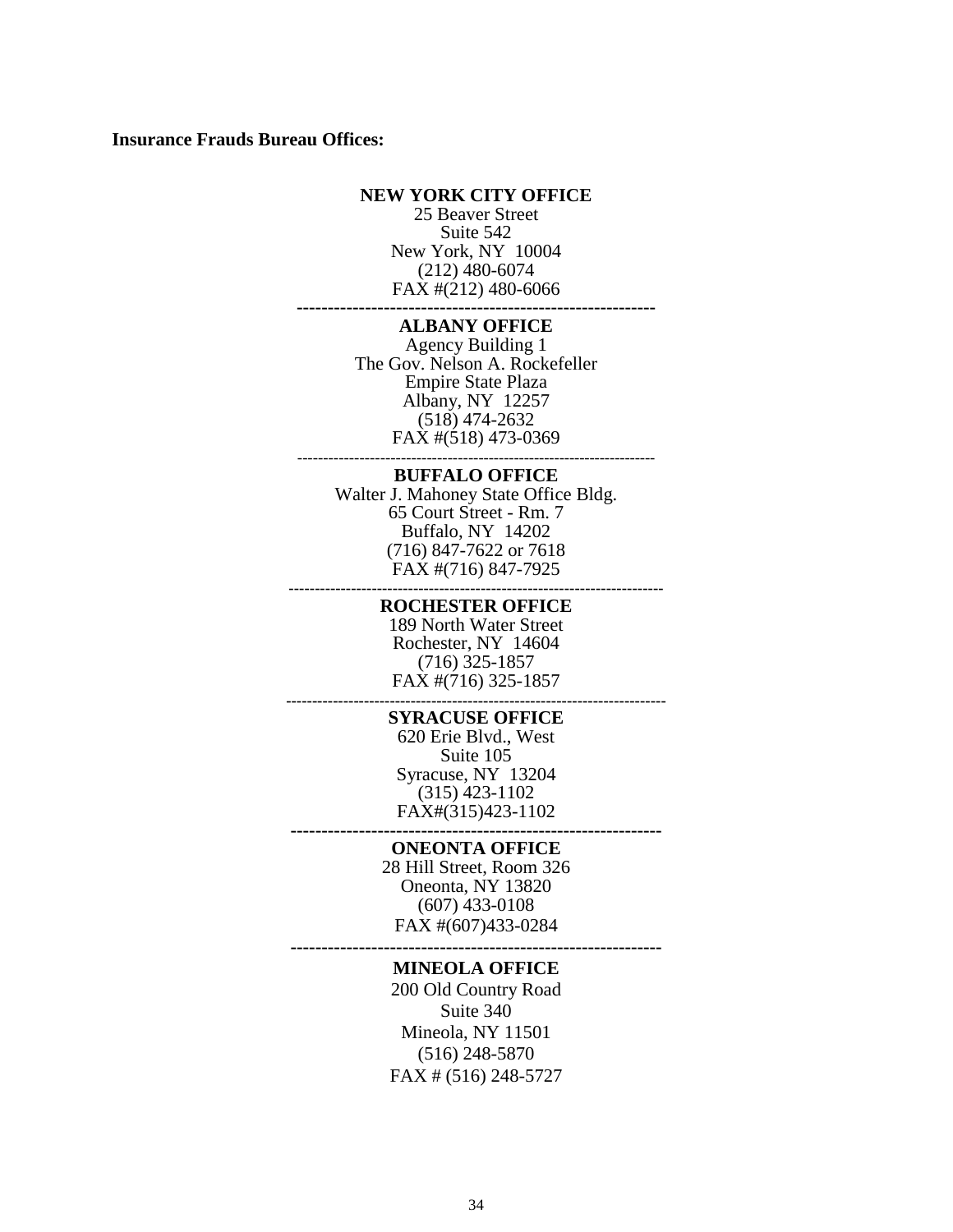**Insurance Frauds Bureau Offices:**

**NEW YORK CITY OFFICE**
25 Beaver Street
Suite 542
New York, NY  10004
(212) 480-6074
FAX #(212) 480-6066

---

**ALBANY OFFICE**
Agency Building 1
The Gov. Nelson A. Rockefeller
Empire State Plaza
Albany, NY  12257
(518) 474-2632
FAX #(518) 473-0369

---

**BUFFALO OFFICE**
Walter J. Mahoney State Office Bldg.
65 Court Street - Rm. 7
Buffalo, NY  14202
(716) 847-7622 or 7618
FAX #(716) 847-7925

---

**ROCHESTER OFFICE**
189 North Water Street
Rochester, NY  14604
(716) 325-1857
FAX #(716) 325-1857

---

**SYRACUSE OFFICE**
620 Erie Blvd., West
Suite 105
Syracuse, NY  13204
(315) 423-1102
FAX#(315)423-1102

---

**ONEONTA OFFICE**
28 Hill Street, Room 326
Oneonta, NY 13820
(607) 433-0108
FAX #(607)433-0284

---

**MINEOLA OFFICE**
200 Old Country Road
Suite 340
Mineola, NY 11501
(516) 248-5870
FAX # (516) 248-5727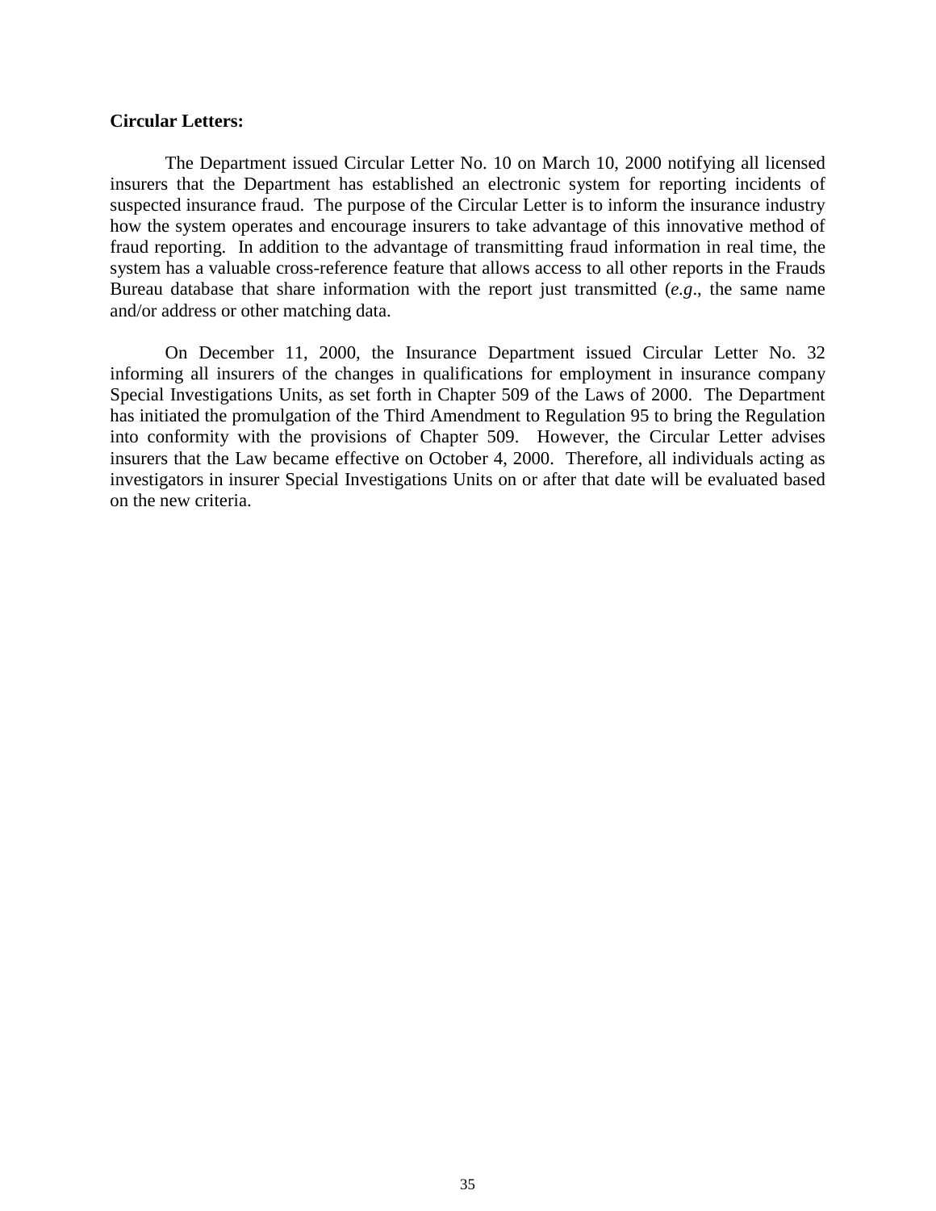**Circular Letters:**

The Department issued Circular Letter No. 10 on March 10, 2000 notifying all licensed insurers that the Department has established an electronic system for reporting incidents of suspected insurance fraud. The purpose of the Circular Letter is to inform the insurance industry how the system operates and encourage insurers to take advantage of this innovative method of fraud reporting. In addition to the advantage of transmitting fraud information in real time, the system has a valuable cross-reference feature that allows access to all other reports in the Frauds Bureau database that share information with the report just transmitted (*e.g*., the same name and/or address or other matching data.

On December 11, 2000, the Insurance Department issued Circular Letter No. 32 informing all insurers of the changes in qualifications for employment in insurance company Special Investigations Units, as set forth in Chapter 509 of the Laws of 2000. The Department has initiated the promulgation of the Third Amendment to Regulation 95 to bring the Regulation into conformity with the provisions of Chapter 509. However, the Circular Letter advises insurers that the Law became effective on October 4, 2000. Therefore, all individuals acting as investigators in insurer Special Investigations Units on or after that date will be evaluated based on the new criteria.